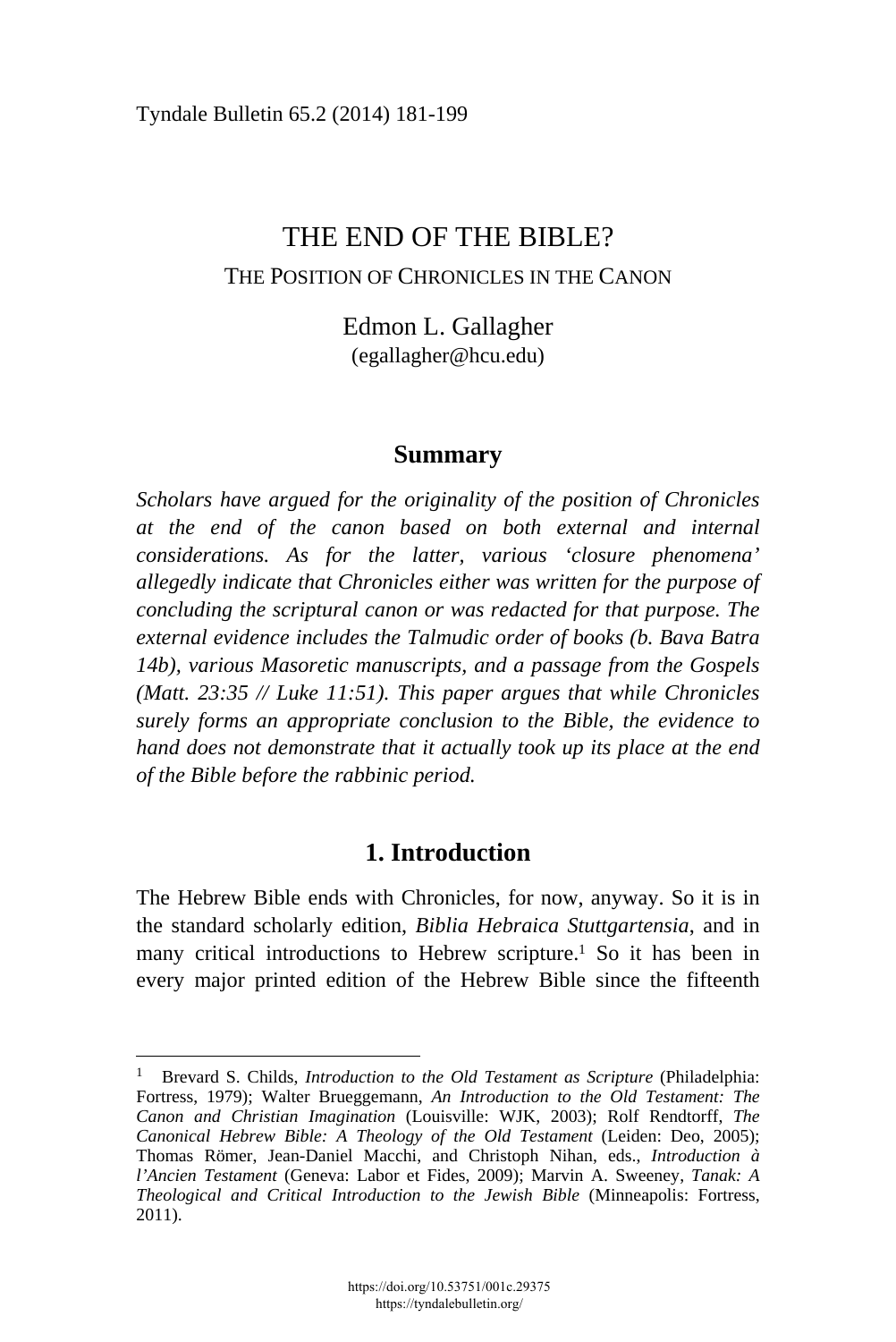# THE END OF THE BIBLE?

## THE POSITION OF CHRONICLES IN THE CANON

Edmon L. Gallagher
(egallagher@hcu.edu)

### Summary

*Scholars have argued for the originality of the position of Chronicles at the end of the canon based on both external and internal considerations. As for the latter, various 'closure phenomena' allegedly indicate that Chronicles either was written for the purpose of concluding the scriptural canon or was redacted for that purpose. The external evidence includes the Talmudic order of books (b. Bava Batra 14b), various Masoretic manuscripts, and a passage from the Gospels (Matt. 23:35 // Luke 11:51). This paper argues that while Chronicles surely forms an appropriate conclusion to the Bible, the evidence to hand does not demonstrate that it actually took up its place at the end of the Bible before the rabbinic period.*

### 1. Introduction

The Hebrew Bible ends with Chronicles, for now, anyway. So it is in the standard scholarly edition, *Biblia Hebraica Stuttgartensia*, and in many critical introductions to Hebrew scripture.[1] So it has been in every major printed edition of the Hebrew Bible since the fifteenth

---

[1] Brevard S. Childs, *Introduction to the Old Testament as Scripture* (Philadelphia: Fortress, 1979); Walter Brueggemann, *An Introduction to the Old Testament: The Canon and Christian Imagination* (Louisville: WJK, 2003); Rolf Rendtorff, *The Canonical Hebrew Bible: A Theology of the Old Testament* (Leiden: Deo, 2005); Thomas Römer, Jean-Daniel Macchi, and Christoph Nihan, eds., *Introduction à l'Ancien Testament* (Geneva: Labor et Fides, 2009); Marvin A. Sweeney, *Tanak: A Theological and Critical Introduction to the Jewish Bible* (Minneapolis: Fortress, 2011).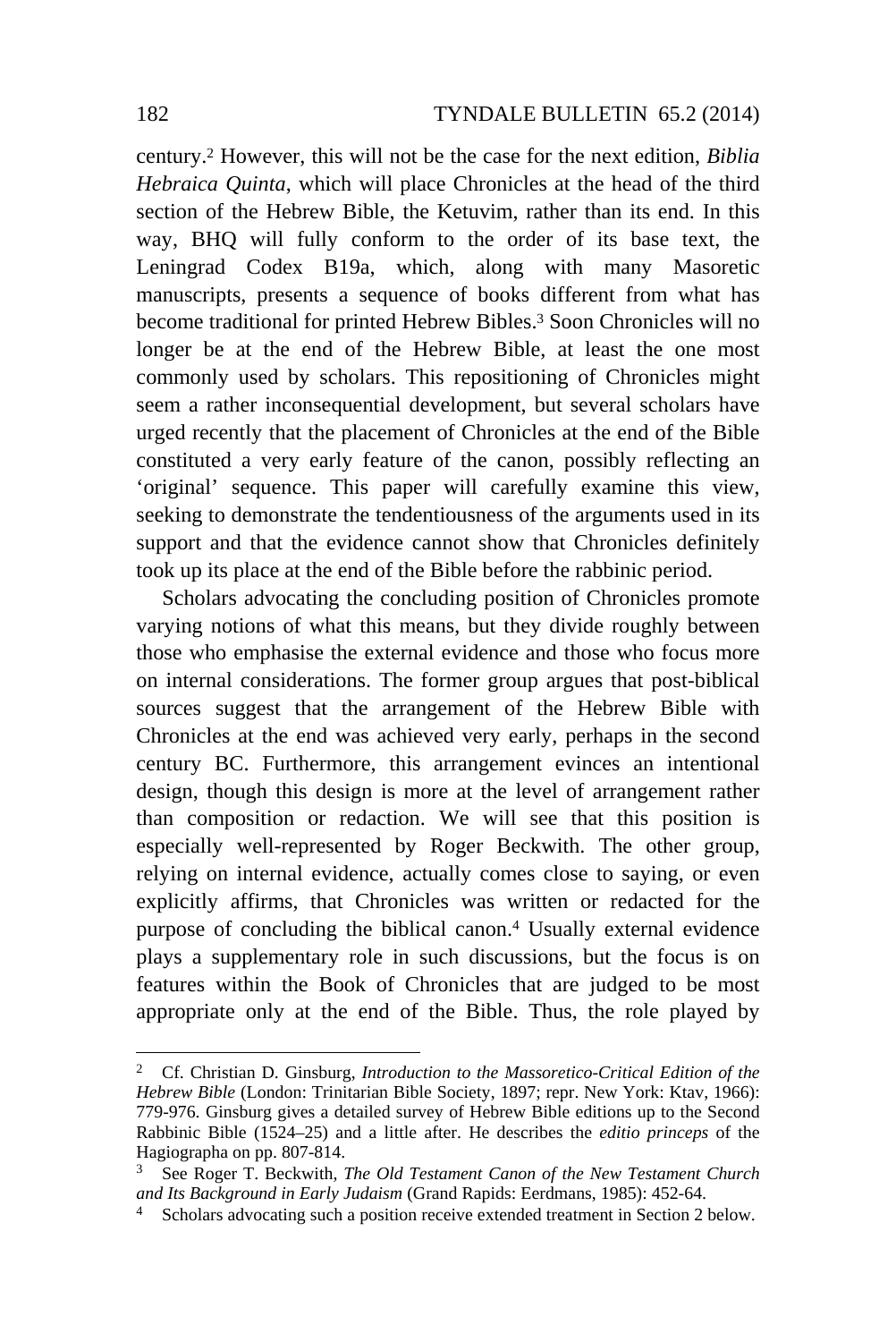century.[2] However, this will not be the case for the next edition, *Biblia Hebraica Quinta*, which will place Chronicles at the head of the third section of the Hebrew Bible, the Ketuvim, rather than its end. In this way, BHQ will fully conform to the order of its base text, the Leningrad Codex B19a, which, along with many Masoretic manuscripts, presents a sequence of books different from what has become traditional for printed Hebrew Bibles.[3] Soon Chronicles will no longer be at the end of the Hebrew Bible, at least the one most commonly used by scholars. This repositioning of Chronicles might seem a rather inconsequential development, but several scholars have urged recently that the placement of Chronicles at the end of the Bible constituted a very early feature of the canon, possibly reflecting an 'original' sequence. This paper will carefully examine this view, seeking to demonstrate the tendentiousness of the arguments used in its support and that the evidence cannot show that Chronicles definitely took up its place at the end of the Bible before the rabbinic period.

Scholars advocating the concluding position of Chronicles promote varying notions of what this means, but they divide roughly between those who emphasise the external evidence and those who focus more on internal considerations. The former group argues that post-biblical sources suggest that the arrangement of the Hebrew Bible with Chronicles at the end was achieved very early, perhaps in the second century BC. Furthermore, this arrangement evinces an intentional design, though this design is more at the level of arrangement rather than composition or redaction. We will see that this position is especially well-represented by Roger Beckwith. The other group, relying on internal evidence, actually comes close to saying, or even explicitly affirms, that Chronicles was written or redacted for the purpose of concluding the biblical canon.[4] Usually external evidence plays a supplementary role in such discussions, but the focus is on features within the Book of Chronicles that are judged to be most appropriate only at the end of the Bible. Thus, the role played by

---

[2] Cf. Christian D. Ginsburg, *Introduction to the Massoretico-Critical Edition of the Hebrew Bible* (London: Trinitarian Bible Society, 1897; repr. New York: Ktav, 1966): 779-976. Ginsburg gives a detailed survey of Hebrew Bible editions up to the Second Rabbinic Bible (1524–25) and a little after. He describes the *editio princeps* of the Hagiographa on pp. 807-814.

[3] See Roger T. Beckwith, *The Old Testament Canon of the New Testament Church and Its Background in Early Judaism* (Grand Rapids: Eerdmans, 1985): 452-64.

[4] Scholars advocating such a position receive extended treatment in Section 2 below.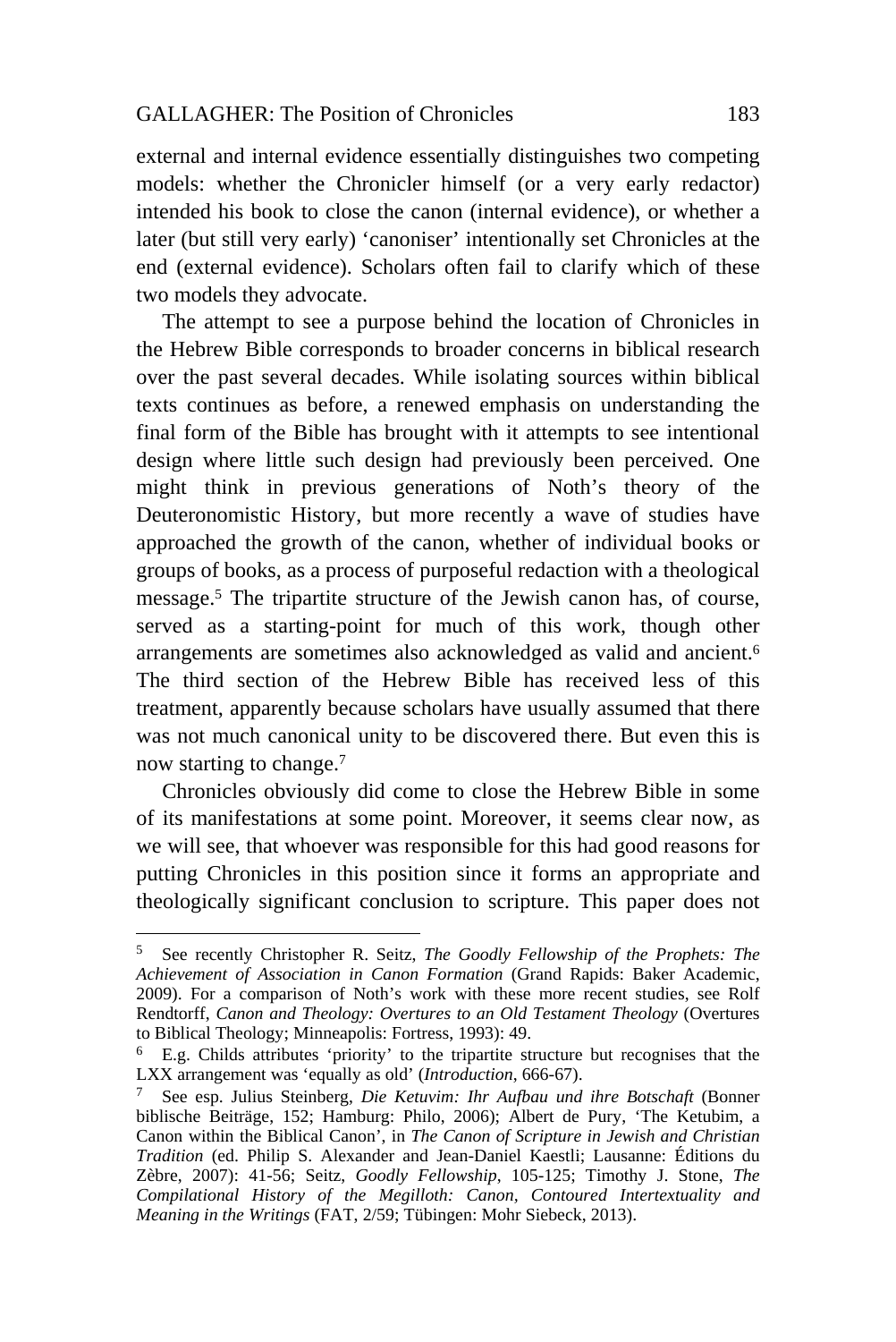external and internal evidence essentially distinguishes two competing models: whether the Chronicler himself (or a very early redactor) intended his book to close the canon (internal evidence), or whether a later (but still very early) 'canoniser' intentionally set Chronicles at the end (external evidence). Scholars often fail to clarify which of these two models they advocate.

The attempt to see a purpose behind the location of Chronicles in the Hebrew Bible corresponds to broader concerns in biblical research over the past several decades. While isolating sources within biblical texts continues as before, a renewed emphasis on understanding the final form of the Bible has brought with it attempts to see intentional design where little such design had previously been perceived. One might think in previous generations of Noth's theory of the Deuteronomistic History, but more recently a wave of studies have approached the growth of the canon, whether of individual books or groups of books, as a process of purposeful redaction with a theological message.[5] The tripartite structure of the Jewish canon has, of course, served as a starting-point for much of this work, though other arrangements are sometimes also acknowledged as valid and ancient.[6] The third section of the Hebrew Bible has received less of this treatment, apparently because scholars have usually assumed that there was not much canonical unity to be discovered there. But even this is now starting to change.[7]

Chronicles obviously did come to close the Hebrew Bible in some of its manifestations at some point. Moreover, it seems clear now, as we will see, that whoever was responsible for this had good reasons for putting Chronicles in this position since it forms an appropriate and theologically significant conclusion to scripture. This paper does not

---

[5] See recently Christopher R. Seitz, *The Goodly Fellowship of the Prophets: The Achievement of Association in Canon Formation* (Grand Rapids: Baker Academic, 2009). For a comparison of Noth's work with these more recent studies, see Rolf Rendtorff, *Canon and Theology: Overtures to an Old Testament Theology* (Overtures to Biblical Theology; Minneapolis: Fortress, 1993): 49.

[6] E.g. Childs attributes 'priority' to the tripartite structure but recognises that the LXX arrangement was 'equally as old' (*Introduction*, 666-67).

[7] See esp. Julius Steinberg, *Die Ketuvim: Ihr Aufbau und ihre Botschaft* (Bonner biblische Beiträge, 152; Hamburg: Philo, 2006); Albert de Pury, 'The Ketubim, a Canon within the Biblical Canon', in *The Canon of Scripture in Jewish and Christian Tradition* (ed. Philip S. Alexander and Jean-Daniel Kaestli; Lausanne: Éditions du Zèbre, 2007): 41-56; Seitz, *Goodly Fellowship*, 105-125; Timothy J. Stone, *The Compilational History of the Megilloth: Canon, Contoured Intertextuality and Meaning in the Writings* (FAT, 2/59; Tübingen: Mohr Siebeck, 2013).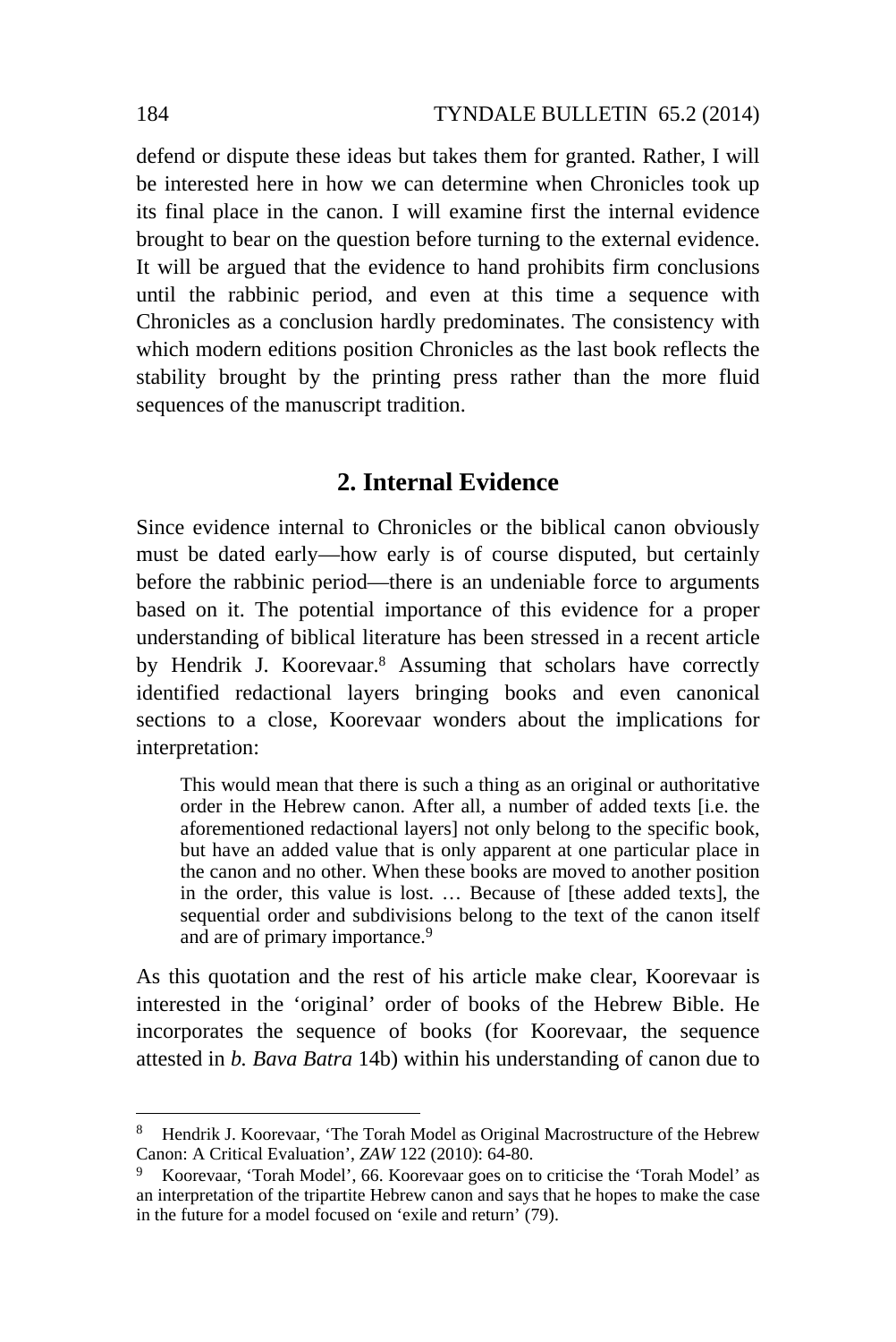defend or dispute these ideas but takes them for granted. Rather, I will be interested here in how we can determine when Chronicles took up its final place in the canon. I will examine first the internal evidence brought to bear on the question before turning to the external evidence. It will be argued that the evidence to hand prohibits firm conclusions until the rabbinic period, and even at this time a sequence with Chronicles as a conclusion hardly predominates. The consistency with which modern editions position Chronicles as the last book reflects the stability brought by the printing press rather than the more fluid sequences of the manuscript tradition.

## 2. Internal Evidence

Since evidence internal to Chronicles or the biblical canon obviously must be dated early—how early is of course disputed, but certainly before the rabbinic period—there is an undeniable force to arguments based on it. The potential importance of this evidence for a proper understanding of biblical literature has been stressed in a recent article by Hendrik J. Koorevaar.[8] Assuming that scholars have correctly identified redactional layers bringing books and even canonical sections to a close, Koorevaar wonders about the implications for interpretation:

> This would mean that there is such a thing as an original or authoritative order in the Hebrew canon. After all, a number of added texts [i.e. the aforementioned redactional layers] not only belong to the specific book, but have an added value that is only apparent at one particular place in the canon and no other. When these books are moved to another position in the order, this value is lost. … Because of [these added texts], the sequential order and subdivisions belong to the text of the canon itself and are of primary importance.[9]

As this quotation and the rest of his article make clear, Koorevaar is interested in the 'original' order of books of the Hebrew Bible. He incorporates the sequence of books (for Koorevaar, the sequence attested in *b. Bava Batra* 14b) within his understanding of canon due to

---

[8] Hendrik J. Koorevaar, 'The Torah Model as Original Macrostructure of the Hebrew Canon: A Critical Evaluation', *ZAW* 122 (2010): 64-80.

[9] Koorevaar, 'Torah Model', 66. Koorevaar goes on to criticise the 'Torah Model' as an interpretation of the tripartite Hebrew canon and says that he hopes to make the case in the future for a model focused on 'exile and return' (79).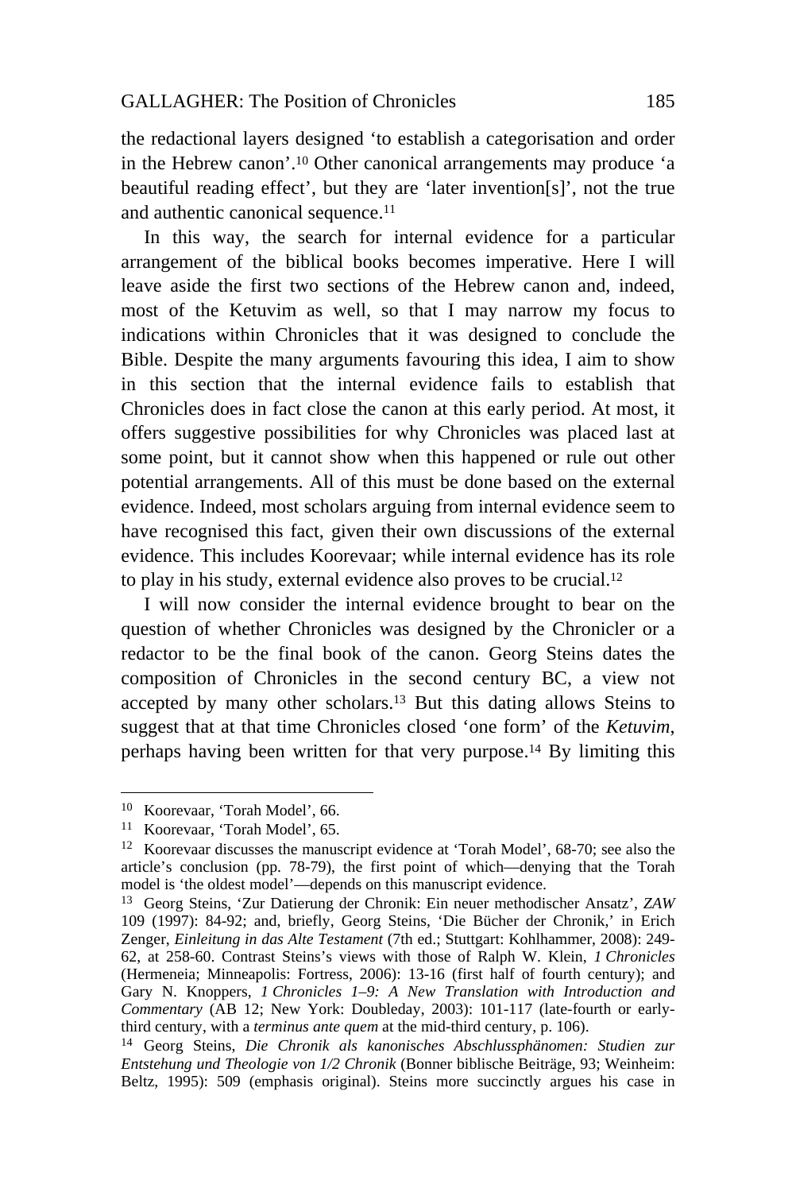the redactional layers designed 'to establish a categorisation and order in the Hebrew canon'.[10] Other canonical arrangements may produce 'a beautiful reading effect', but they are 'later invention[s]', not the true and authentic canonical sequence.[11]

In this way, the search for internal evidence for a particular arrangement of the biblical books becomes imperative. Here I will leave aside the first two sections of the Hebrew canon and, indeed, most of the Ketuvim as well, so that I may narrow my focus to indications within Chronicles that it was designed to conclude the Bible. Despite the many arguments favouring this idea, I aim to show in this section that the internal evidence fails to establish that Chronicles does in fact close the canon at this early period. At most, it offers suggestive possibilities for why Chronicles was placed last at some point, but it cannot show when this happened or rule out other potential arrangements. All of this must be done based on the external evidence. Indeed, most scholars arguing from internal evidence seem to have recognised this fact, given their own discussions of the external evidence. This includes Koorevaar; while internal evidence has its role to play in his study, external evidence also proves to be crucial.[12]

I will now consider the internal evidence brought to bear on the question of whether Chronicles was designed by the Chronicler or a redactor to be the final book of the canon. Georg Steins dates the composition of Chronicles in the second century BC, a view not accepted by many other scholars.[13] But this dating allows Steins to suggest that at that time Chronicles closed 'one form' of the *Ketuvim*, perhaps having been written for that very purpose.[14] By limiting this

---

[10] Koorevaar, 'Torah Model', 66.

[11] Koorevaar, 'Torah Model', 65.

[12] Koorevaar discusses the manuscript evidence at 'Torah Model', 68-70; see also the article's conclusion (pp. 78-79), the first point of which—denying that the Torah model is 'the oldest model'—depends on this manuscript evidence.

[13] Georg Steins, 'Zur Datierung der Chronik: Ein neuer methodischer Ansatz', *ZAW* 109 (1997): 84-92; and, briefly, Georg Steins, 'Die Bücher der Chronik,' in Erich Zenger, *Einleitung in das Alte Testament* (7th ed.; Stuttgart: Kohlhammer, 2008): 249-62, at 258-60. Contrast Steins's views with those of Ralph W. Klein, *1 Chronicles* (Hermeneia; Minneapolis: Fortress, 2006): 13-16 (first half of fourth century); and Gary N. Knoppers, *1 Chronicles 1–9: A New Translation with Introduction and Commentary* (AB 12; New York: Doubleday, 2003): 101-117 (late-fourth or early-third century, with a *terminus ante quem* at the mid-third century, p. 106).

[14] Georg Steins, *Die Chronik als kanonisches Abschlussphänomen: Studien zur Entstehung und Theologie von 1/2 Chronik* (Bonner biblische Beiträge, 93; Weinheim: Beltz, 1995): 509 (emphasis original). Steins more succinctly argues his case in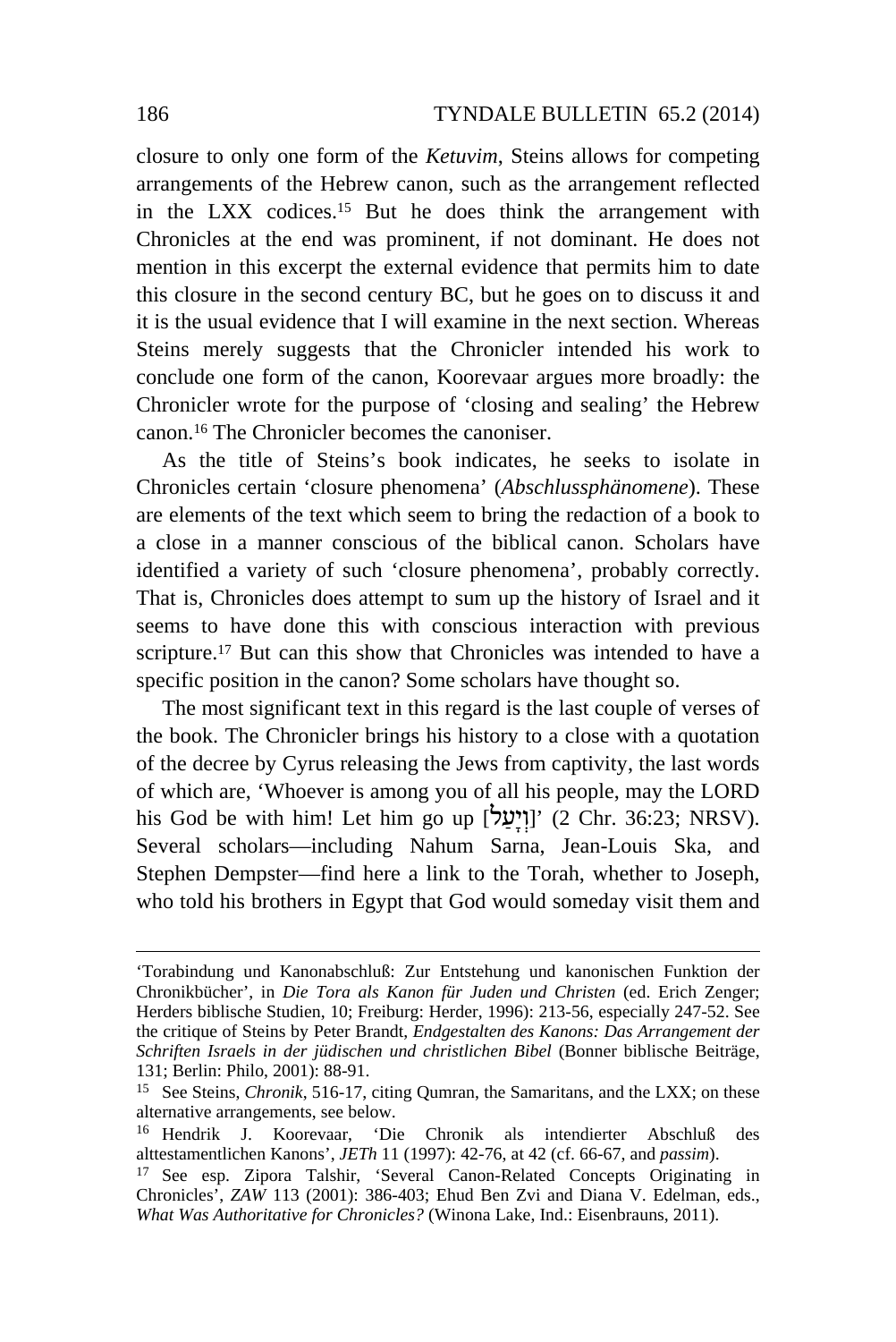closure to only one form of the *Ketuvim*, Steins allows for competing arrangements of the Hebrew canon, such as the arrangement reflected in the LXX codices.[15] But he does think the arrangement with Chronicles at the end was prominent, if not dominant. He does not mention in this excerpt the external evidence that permits him to date this closure in the second century BC, but he goes on to discuss it and it is the usual evidence that I will examine in the next section. Whereas Steins merely suggests that the Chronicler intended his work to conclude one form of the canon, Koorevaar argues more broadly: the Chronicler wrote for the purpose of 'closing and sealing' the Hebrew canon.[16] The Chronicler becomes the canoniser.

As the title of Steins's book indicates, he seeks to isolate in Chronicles certain 'closure phenomena' (*Abschlussphänomene*). These are elements of the text which seem to bring the redaction of a book to a close in a manner conscious of the biblical canon. Scholars have identified a variety of such 'closure phenomena', probably correctly. That is, Chronicles does attempt to sum up the history of Israel and it seems to have done this with conscious interaction with previous scripture.[17] But can this show that Chronicles was intended to have a specific position in the canon? Some scholars have thought so.

The most significant text in this regard is the last couple of verses of the book. The Chronicler brings his history to a close with a quotation of the decree by Cyrus releasing the Jews from captivity, the last words of which are, 'Whoever is among you of all his people, may the LORD his God be with him! Let him go up [וְיָעַל]' (2 Chr. 36:23; NRSV). Several scholars—including Nahum Sarna, Jean-Louis Ska, and Stephen Dempster—find here a link to the Torah, whether to Joseph, who told his brothers in Egypt that God would someday visit them and

---

'Torabindung und Kanonabschluß: Zur Entstehung und kanonischen Funktion der Chronikbücher', in *Die Tora als Kanon für Juden und Christen* (ed. Erich Zenger; Herders biblische Studien, 10; Freiburg: Herder, 1996): 213-56, especially 247-52. See the critique of Steins by Peter Brandt, *Endgestalten des Kanons: Das Arrangement der Schriften Israels in der jüdischen und christlichen Bibel* (Bonner biblische Beiträge, 131; Berlin: Philo, 2001): 88-91.

[15] See Steins, *Chronik*, 516-17, citing Qumran, the Samaritans, and the LXX; on these alternative arrangements, see below.

[16] Hendrik J. Koorevaar, 'Die Chronik als intendierter Abschluß des alttestamentlichen Kanons', *JETh* 11 (1997): 42-76, at 42 (cf. 66-67, and *passim*).

[17] See esp. Zipora Talshir, 'Several Canon-Related Concepts Originating in Chronicles', *ZAW* 113 (2001): 386-403; Ehud Ben Zvi and Diana V. Edelman, eds., *What Was Authoritative for Chronicles?* (Winona Lake, Ind.: Eisenbrauns, 2011).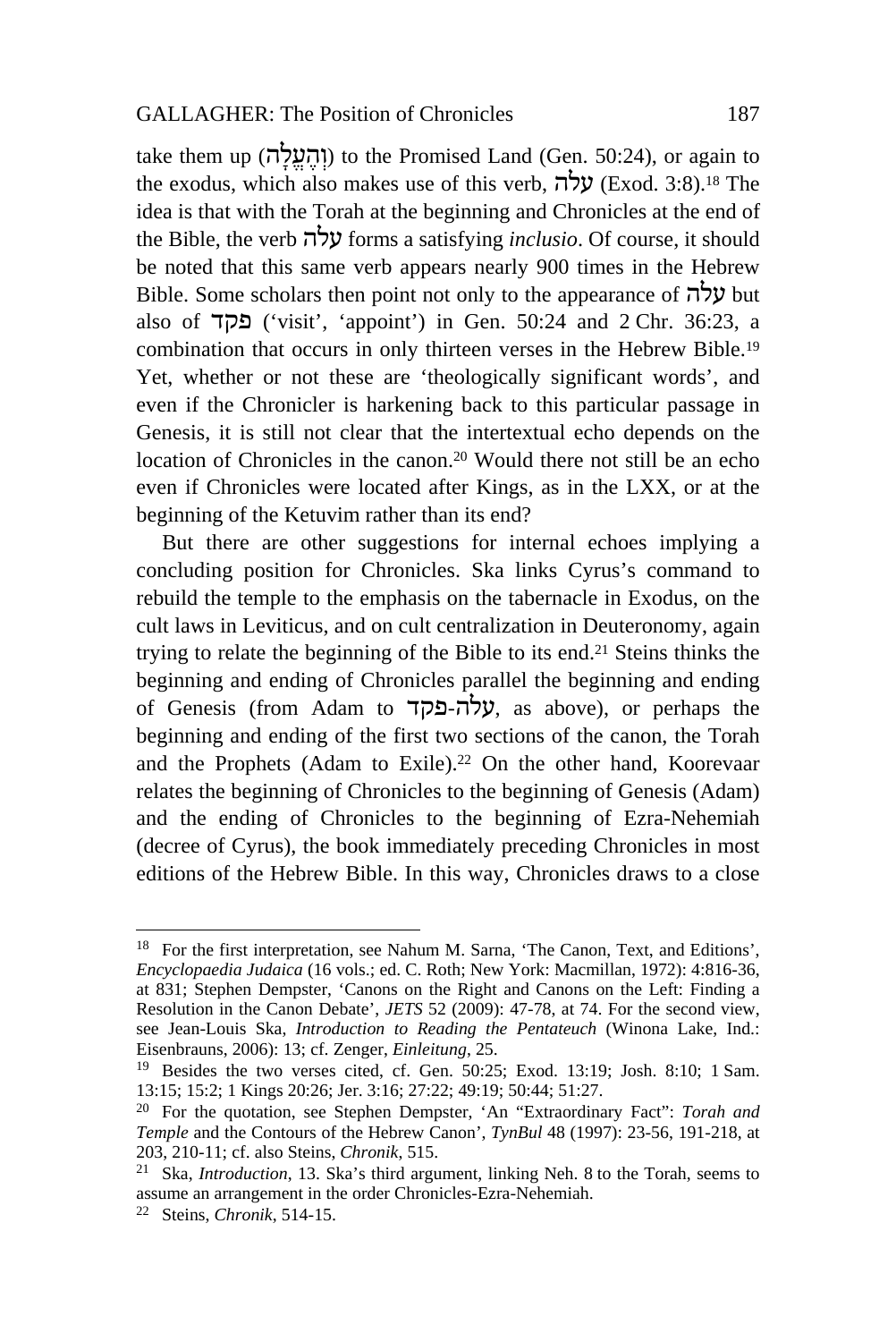take them up (וְהֶעֱלָה) to the Promised Land (Gen. 50:24), or again to the exodus, which also makes use of this verb, עלה (Exod. 3:8).[18] The idea is that with the Torah at the beginning and Chronicles at the end of the Bible, the verb עלה forms a satisfying *inclusio*. Of course, it should be noted that this same verb appears nearly 900 times in the Hebrew Bible. Some scholars then point not only to the appearance of עלה but also of פקד ('visit', 'appoint') in Gen. 50:24 and 2 Chr. 36:23, a combination that occurs in only thirteen verses in the Hebrew Bible.[19] Yet, whether or not these are 'theologically significant words', and even if the Chronicler is harkening back to this particular passage in Genesis, it is still not clear that the intertextual echo depends on the location of Chronicles in the canon.[20] Would there not still be an echo even if Chronicles were located after Kings, as in the LXX, or at the beginning of the Ketuvim rather than its end?

But there are other suggestions for internal echoes implying a concluding position for Chronicles. Ska links Cyrus's command to rebuild the temple to the emphasis on the tabernacle in Exodus, on the cult laws in Leviticus, and on cult centralization in Deuteronomy, again trying to relate the beginning of the Bible to its end.[21] Steins thinks the beginning and ending of Chronicles parallel the beginning and ending of Genesis (from Adam to עלה-פקד, as above), or perhaps the beginning and ending of the first two sections of the canon, the Torah and the Prophets (Adam to Exile).[22] On the other hand, Koorevaar relates the beginning of Chronicles to the beginning of Genesis (Adam) and the ending of Chronicles to the beginning of Ezra-Nehemiah (decree of Cyrus), the book immediately preceding Chronicles in most editions of the Hebrew Bible. In this way, Chronicles draws to a close

---

[18] For the first interpretation, see Nahum M. Sarna, 'The Canon, Text, and Editions', *Encyclopaedia Judaica* (16 vols.; ed. C. Roth; New York: Macmillan, 1972): 4:816-36, at 831; Stephen Dempster, 'Canons on the Right and Canons on the Left: Finding a Resolution in the Canon Debate', *JETS* 52 (2009): 47-78, at 74. For the second view, see Jean-Louis Ska, *Introduction to Reading the Pentateuch* (Winona Lake, Ind.: Eisenbrauns, 2006): 13; cf. Zenger, *Einleitung*, 25.

[19] Besides the two verses cited, cf. Gen. 50:25; Exod. 13:19; Josh. 8:10; 1 Sam. 13:15; 15:2; 1 Kings 20:26; Jer. 3:16; 27:22; 49:19; 50:44; 51:27.

[20] For the quotation, see Stephen Dempster, 'An "Extraordinary Fact": *Torah and Temple* and the Contours of the Hebrew Canon', *TynBul* 48 (1997): 23-56, 191-218, at 203, 210-11; cf. also Steins, *Chronik*, 515.

[21] Ska, *Introduction*, 13. Ska's third argument, linking Neh. 8 to the Torah, seems to assume an arrangement in the order Chronicles-Ezra-Nehemiah.

[22] Steins, *Chronik*, 514-15.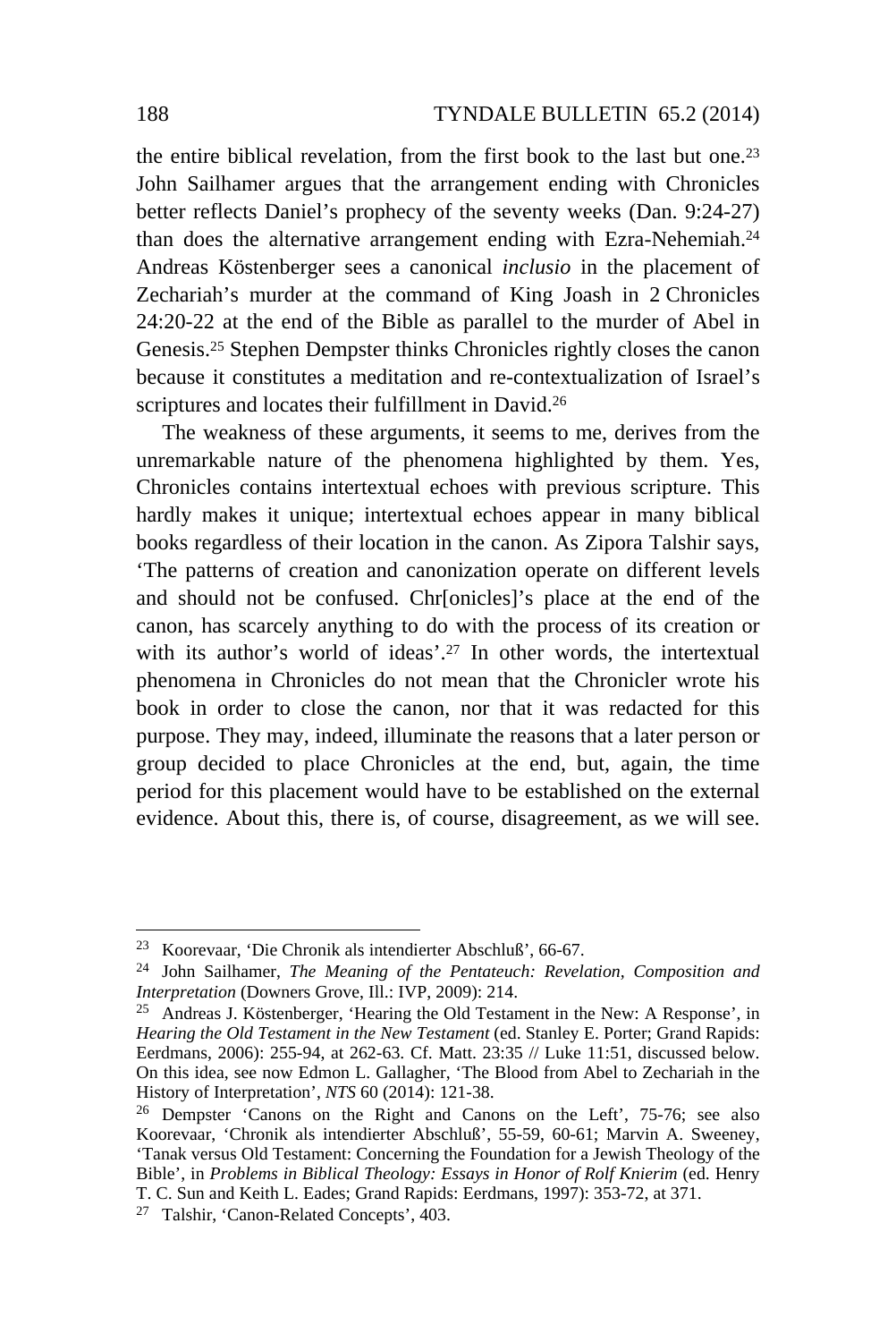the entire biblical revelation, from the first book to the last but one.[23] John Sailhamer argues that the arrangement ending with Chronicles better reflects Daniel's prophecy of the seventy weeks (Dan. 9:24-27) than does the alternative arrangement ending with Ezra-Nehemiah.[24] Andreas Köstenberger sees a canonical *inclusio* in the placement of Zechariah's murder at the command of King Joash in 2 Chronicles 24:20-22 at the end of the Bible as parallel to the murder of Abel in Genesis.[25] Stephen Dempster thinks Chronicles rightly closes the canon because it constitutes a meditation and re-contextualization of Israel's scriptures and locates their fulfillment in David.[26]

The weakness of these arguments, it seems to me, derives from the unremarkable nature of the phenomena highlighted by them. Yes, Chronicles contains intertextual echoes with previous scripture. This hardly makes it unique; intertextual echoes appear in many biblical books regardless of their location in the canon. As Zipora Talshir says, 'The patterns of creation and canonization operate on different levels and should not be confused. Chr[onicles]'s place at the end of the canon, has scarcely anything to do with the process of its creation or with its author's world of ideas'.[27] In other words, the intertextual phenomena in Chronicles do not mean that the Chronicler wrote his book in order to close the canon, nor that it was redacted for this purpose. They may, indeed, illuminate the reasons that a later person or group decided to place Chronicles at the end, but, again, the time period for this placement would have to be established on the external evidence. About this, there is, of course, disagreement, as we will see.

---

[23] Koorevaar, 'Die Chronik als intendierter Abschluß', 66-67.

[24] John Sailhamer, *The Meaning of the Pentateuch: Revelation, Composition and Interpretation* (Downers Grove, Ill.: IVP, 2009): 214.

[25] Andreas J. Köstenberger, 'Hearing the Old Testament in the New: A Response', in *Hearing the Old Testament in the New Testament* (ed. Stanley E. Porter; Grand Rapids: Eerdmans, 2006): 255-94, at 262-63. Cf. Matt. 23:35 // Luke 11:51, discussed below. On this idea, see now Edmon L. Gallagher, 'The Blood from Abel to Zechariah in the History of Interpretation', *NTS* 60 (2014): 121-38.

[26] Dempster 'Canons on the Right and Canons on the Left', 75-76; see also Koorevaar, 'Chronik als intendierter Abschluß', 55-59, 60-61; Marvin A. Sweeney, 'Tanak versus Old Testament: Concerning the Foundation for a Jewish Theology of the Bible', in *Problems in Biblical Theology: Essays in Honor of Rolf Knierim* (ed. Henry T. C. Sun and Keith L. Eades; Grand Rapids: Eerdmans, 1997): 353-72, at 371.

[27] Talshir, 'Canon-Related Concepts', 403.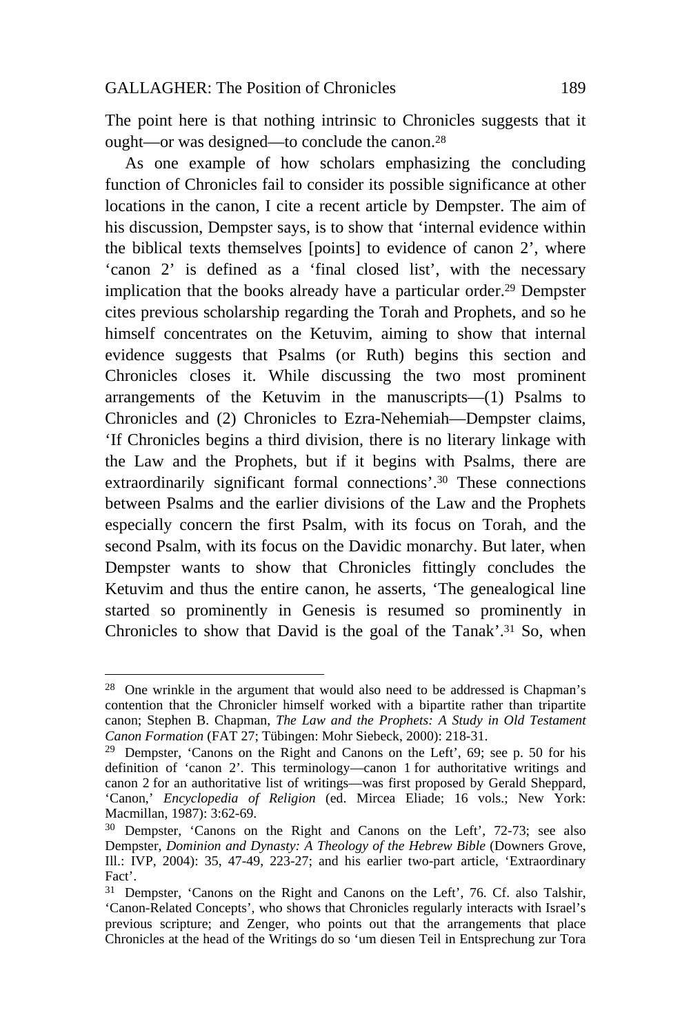The point here is that nothing intrinsic to Chronicles suggests that it ought—or was designed—to conclude the canon.[28]

As one example of how scholars emphasizing the concluding function of Chronicles fail to consider its possible significance at other locations in the canon, I cite a recent article by Dempster. The aim of his discussion, Dempster says, is to show that 'internal evidence within the biblical texts themselves [points] to evidence of canon 2', where 'canon 2' is defined as a 'final closed list', with the necessary implication that the books already have a particular order.[29] Dempster cites previous scholarship regarding the Torah and Prophets, and so he himself concentrates on the Ketuvim, aiming to show that internal evidence suggests that Psalms (or Ruth) begins this section and Chronicles closes it. While discussing the two most prominent arrangements of the Ketuvim in the manuscripts—(1) Psalms to Chronicles and (2) Chronicles to Ezra-Nehemiah—Dempster claims, 'If Chronicles begins a third division, there is no literary linkage with the Law and the Prophets, but if it begins with Psalms, there are extraordinarily significant formal connections'.[30] These connections between Psalms and the earlier divisions of the Law and the Prophets especially concern the first Psalm, with its focus on Torah, and the second Psalm, with its focus on the Davidic monarchy. But later, when Dempster wants to show that Chronicles fittingly concludes the Ketuvim and thus the entire canon, he asserts, 'The genealogical line started so prominently in Genesis is resumed so prominently in Chronicles to show that David is the goal of the Tanak'.[31] So, when

---

[28] One wrinkle in the argument that would also need to be addressed is Chapman's contention that the Chronicler himself worked with a bipartite rather than tripartite canon; Stephen B. Chapman, *The Law and the Prophets: A Study in Old Testament Canon Formation* (FAT 27; Tübingen: Mohr Siebeck, 2000): 218-31.

[29] Dempster, 'Canons on the Right and Canons on the Left', 69; see p. 50 for his definition of 'canon 2'. This terminology—canon 1 for authoritative writings and canon 2 for an authoritative list of writings—was first proposed by Gerald Sheppard, 'Canon,' *Encyclopedia of Religion* (ed. Mircea Eliade; 16 vols.; New York: Macmillan, 1987): 3:62-69.

[30] Dempster, 'Canons on the Right and Canons on the Left', 72-73; see also Dempster, *Dominion and Dynasty: A Theology of the Hebrew Bible* (Downers Grove, Ill.: IVP, 2004): 35, 47-49, 223-27; and his earlier two-part article, 'Extraordinary Fact'.

[31] Dempster, 'Canons on the Right and Canons on the Left', 76. Cf. also Talshir, 'Canon-Related Concepts', who shows that Chronicles regularly interacts with Israel's previous scripture; and Zenger, who points out that the arrangements that place Chronicles at the head of the Writings do so 'um diesen Teil in Entsprechung zur Tora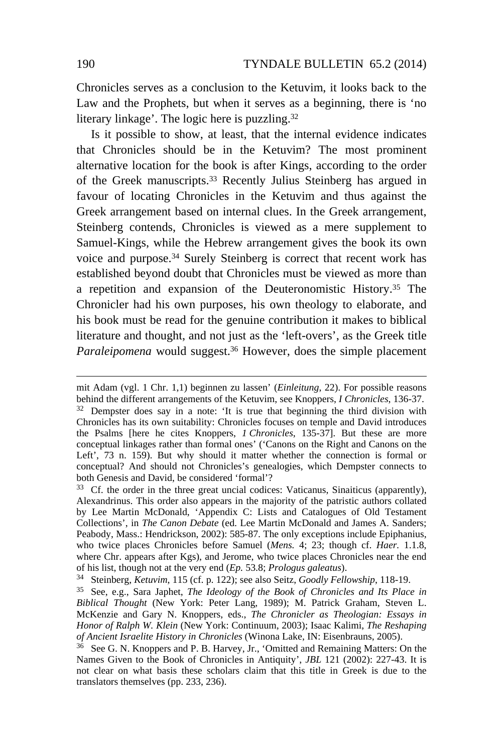Chronicles serves as a conclusion to the Ketuvim, it looks back to the Law and the Prophets, but when it serves as a beginning, there is 'no literary linkage'. The logic here is puzzling.[32]

Is it possible to show, at least, that the internal evidence indicates that Chronicles should be in the Ketuvim? The most prominent alternative location for the book is after Kings, according to the order of the Greek manuscripts.[33] Recently Julius Steinberg has argued in favour of locating Chronicles in the Ketuvim and thus against the Greek arrangement based on internal clues. In the Greek arrangement, Steinberg contends, Chronicles is viewed as a mere supplement to Samuel-Kings, while the Hebrew arrangement gives the book its own voice and purpose.[34] Surely Steinberg is correct that recent work has established beyond doubt that Chronicles must be viewed as more than a repetition and expansion of the Deuteronomistic History.[35] The Chronicler had his own purposes, his own theology to elaborate, and his book must be read for the genuine contribution it makes to biblical literature and thought, and not just as the 'left-overs', as the Greek title *Paraleipomena* would suggest.[36] However, does the simple placement

---

mit Adam (vgl. 1 Chr. 1,1) beginnen zu lassen' (*Einleitung*, 22). For possible reasons behind the different arrangements of the Ketuvim, see Knoppers, *I Chronicles*, 136-37.

[32] Dempster does say in a note: 'It is true that beginning the third division with Chronicles has its own suitability: Chronicles focuses on temple and David introduces the Psalms [here he cites Knoppers, *1 Chronicles*, 135-37]. But these are more conceptual linkages rather than formal ones' ('Canons on the Right and Canons on the Left', 73 n. 159). But why should it matter whether the connection is formal or conceptual? And should not Chronicles's genealogies, which Dempster connects to both Genesis and David, be considered 'formal'?

[33] Cf. the order in the three great uncial codices: Vaticanus, Sinaiticus (apparently), Alexandrinus. This order also appears in the majority of the patristic authors collated by Lee Martin McDonald, 'Appendix C: Lists and Catalogues of Old Testament Collections', in *The Canon Debate* (ed. Lee Martin McDonald and James A. Sanders; Peabody, Mass.: Hendrickson, 2002): 585-87. The only exceptions include Epiphanius, who twice places Chronicles before Samuel (*Mens.* 4; 23; though cf. *Haer.* 1.1.8, where Chr. appears after Kgs), and Jerome, who twice places Chronicles near the end of his list, though not at the very end (*Ep.* 53.8; *Prologus galeatus*).

[34] Steinberg, *Ketuvim*, 115 (cf. p. 122); see also Seitz, *Goodly Fellowship*, 118-19.

[35] See, e.g., Sara Japhet, *The Ideology of the Book of Chronicles and Its Place in Biblical Thought* (New York: Peter Lang, 1989); M. Patrick Graham, Steven L. McKenzie and Gary N. Knoppers, eds., *The Chronicler as Theologian: Essays in Honor of Ralph W. Klein* (New York: Continuum, 2003); Isaac Kalimi, *The Reshaping of Ancient Israelite History in Chronicles* (Winona Lake, IN: Eisenbrauns, 2005).

[36] See G. N. Knoppers and P. B. Harvey, Jr., 'Omitted and Remaining Matters: On the Names Given to the Book of Chronicles in Antiquity', *JBL* 121 (2002): 227-43. It is not clear on what basis these scholars claim that this title in Greek is due to the translators themselves (pp. 233, 236).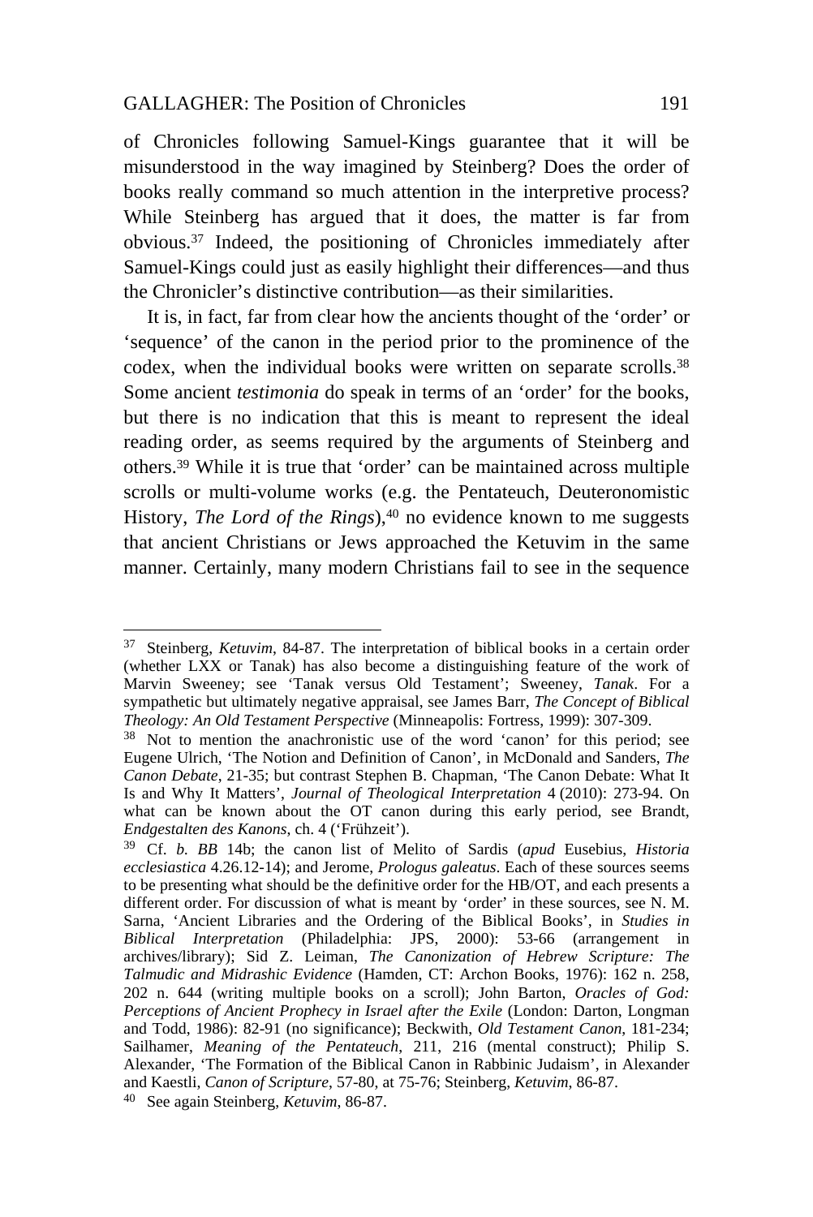of Chronicles following Samuel-Kings guarantee that it will be misunderstood in the way imagined by Steinberg? Does the order of books really command so much attention in the interpretive process? While Steinberg has argued that it does, the matter is far from obvious.[37] Indeed, the positioning of Chronicles immediately after Samuel-Kings could just as easily highlight their differences—and thus the Chronicler's distinctive contribution—as their similarities.

It is, in fact, far from clear how the ancients thought of the 'order' or 'sequence' of the canon in the period prior to the prominence of the codex, when the individual books were written on separate scrolls.[38] Some ancient *testimonia* do speak in terms of an 'order' for the books, but there is no indication that this is meant to represent the ideal reading order, as seems required by the arguments of Steinberg and others.[39] While it is true that 'order' can be maintained across multiple scrolls or multi-volume works (e.g. the Pentateuch, Deuteronomistic History, *The Lord of the Rings*),[40] no evidence known to me suggests that ancient Christians or Jews approached the Ketuvim in the same manner. Certainly, many modern Christians fail to see in the sequence

---

[37] Steinberg, *Ketuvim*, 84-87. The interpretation of biblical books in a certain order (whether LXX or Tanak) has also become a distinguishing feature of the work of Marvin Sweeney; see 'Tanak versus Old Testament'; Sweeney, *Tanak*. For a sympathetic but ultimately negative appraisal, see James Barr, *The Concept of Biblical Theology: An Old Testament Perspective* (Minneapolis: Fortress, 1999): 307-309.

[38] Not to mention the anachronistic use of the word 'canon' for this period; see Eugene Ulrich, 'The Notion and Definition of Canon', in McDonald and Sanders, *The Canon Debate*, 21-35; but contrast Stephen B. Chapman, 'The Canon Debate: What It Is and Why It Matters', *Journal of Theological Interpretation* 4 (2010): 273-94. On what can be known about the OT canon during this early period, see Brandt, *Endgestalten des Kanons*, ch. 4 ('Frühzeit').

[39] Cf. *b. BB* 14b; the canon list of Melito of Sardis (*apud* Eusebius, *Historia ecclesiastica* 4.26.12-14); and Jerome, *Prologus galeatus*. Each of these sources seems to be presenting what should be the definitive order for the HB/OT, and each presents a different order. For discussion of what is meant by 'order' in these sources, see N. M. Sarna, 'Ancient Libraries and the Ordering of the Biblical Books', in *Studies in Biblical Interpretation* (Philadelphia: JPS, 2000): 53-66 (arrangement in archives/library); Sid Z. Leiman, *The Canonization of Hebrew Scripture: The Talmudic and Midrashic Evidence* (Hamden, CT: Archon Books, 1976): 162 n. 258, 202 n. 644 (writing multiple books on a scroll); John Barton, *Oracles of God: Perceptions of Ancient Prophecy in Israel after the Exile* (London: Darton, Longman and Todd, 1986): 82-91 (no significance); Beckwith, *Old Testament Canon*, 181-234; Sailhamer, *Meaning of the Pentateuch*, 211, 216 (mental construct); Philip S. Alexander, 'The Formation of the Biblical Canon in Rabbinic Judaism', in Alexander and Kaestli, *Canon of Scripture*, 57-80, at 75-76; Steinberg, *Ketuvim*, 86-87.

[40] See again Steinberg, *Ketuvim*, 86-87.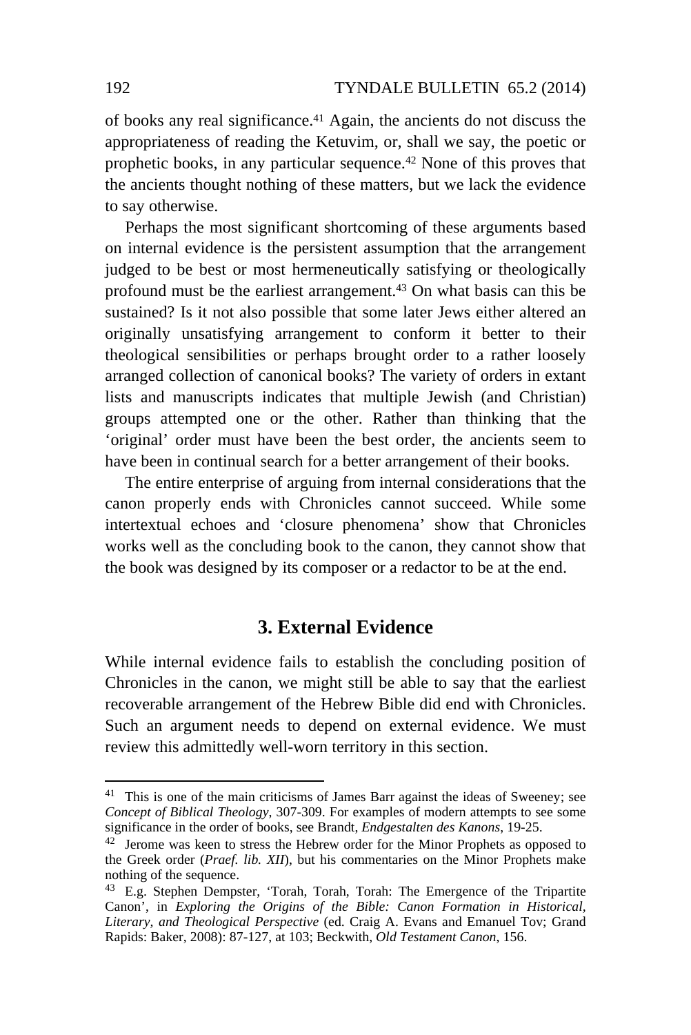of books any real significance.[41] Again, the ancients do not discuss the appropriateness of reading the Ketuvim, or, shall we say, the poetic or prophetic books, in any particular sequence.[42] None of this proves that the ancients thought nothing of these matters, but we lack the evidence to say otherwise.

Perhaps the most significant shortcoming of these arguments based on internal evidence is the persistent assumption that the arrangement judged to be best or most hermeneutically satisfying or theologically profound must be the earliest arrangement.[43] On what basis can this be sustained? Is it not also possible that some later Jews either altered an originally unsatisfying arrangement to conform it better to their theological sensibilities or perhaps brought order to a rather loosely arranged collection of canonical books? The variety of orders in extant lists and manuscripts indicates that multiple Jewish (and Christian) groups attempted one or the other. Rather than thinking that the 'original' order must have been the best order, the ancients seem to have been in continual search for a better arrangement of their books.

The entire enterprise of arguing from internal considerations that the canon properly ends with Chronicles cannot succeed. While some intertextual echoes and 'closure phenomena' show that Chronicles works well as the concluding book to the canon, they cannot show that the book was designed by its composer or a redactor to be at the end.

## 3. External Evidence

While internal evidence fails to establish the concluding position of Chronicles in the canon, we might still be able to say that the earliest recoverable arrangement of the Hebrew Bible did end with Chronicles. Such an argument needs to depend on external evidence. We must review this admittedly well-worn territory in this section.

---

[41] This is one of the main criticisms of James Barr against the ideas of Sweeney; see *Concept of Biblical Theology*, 307-309. For examples of modern attempts to see some significance in the order of books, see Brandt, *Endgestalten des Kanons*, 19-25.

[42] Jerome was keen to stress the Hebrew order for the Minor Prophets as opposed to the Greek order (*Praef. lib. XII*), but his commentaries on the Minor Prophets make nothing of the sequence.

[43] E.g. Stephen Dempster, 'Torah, Torah, Torah: The Emergence of the Tripartite Canon', in *Exploring the Origins of the Bible: Canon Formation in Historical, Literary, and Theological Perspective* (ed. Craig A. Evans and Emanuel Tov; Grand Rapids: Baker, 2008): 87-127, at 103; Beckwith, *Old Testament Canon*, 156.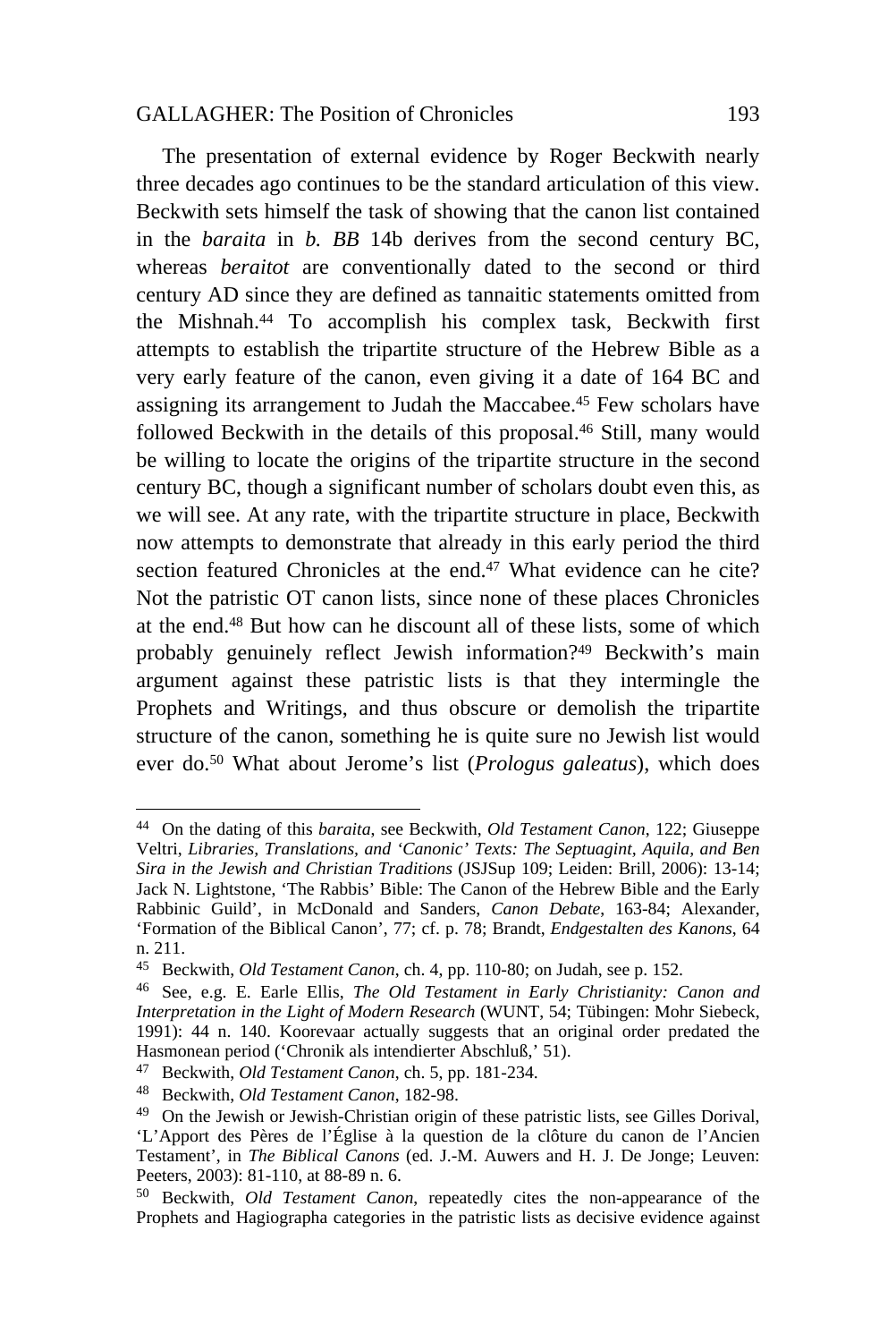The presentation of external evidence by Roger Beckwith nearly three decades ago continues to be the standard articulation of this view. Beckwith sets himself the task of showing that the canon list contained in the *baraita* in *b. BB* 14b derives from the second century BC, whereas *beraitot* are conventionally dated to the second or third century AD since they are defined as tannaitic statements omitted from the Mishnah.[44] To accomplish his complex task, Beckwith first attempts to establish the tripartite structure of the Hebrew Bible as a very early feature of the canon, even giving it a date of 164 BC and assigning its arrangement to Judah the Maccabee.[45] Few scholars have followed Beckwith in the details of this proposal.[46] Still, many would be willing to locate the origins of the tripartite structure in the second century BC, though a significant number of scholars doubt even this, as we will see. At any rate, with the tripartite structure in place, Beckwith now attempts to demonstrate that already in this early period the third section featured Chronicles at the end.[47] What evidence can he cite? Not the patristic OT canon lists, since none of these places Chronicles at the end.[48] But how can he discount all of these lists, some of which probably genuinely reflect Jewish information?[49] Beckwith's main argument against these patristic lists is that they intermingle the Prophets and Writings, and thus obscure or demolish the tripartite structure of the canon, something he is quite sure no Jewish list would ever do.[50] What about Jerome's list (*Prologus galeatus*), which does

---

[44] On the dating of this *baraita*, see Beckwith, *Old Testament Canon*, 122; Giuseppe Veltri, *Libraries, Translations, and 'Canonic' Texts: The Septuagint, Aquila, and Ben Sira in the Jewish and Christian Traditions* (JSJSup 109; Leiden: Brill, 2006): 13-14; Jack N. Lightstone, 'The Rabbis' Bible: The Canon of the Hebrew Bible and the Early Rabbinic Guild', in McDonald and Sanders, *Canon Debate*, 163-84; Alexander, 'Formation of the Biblical Canon', 77; cf. p. 78; Brandt, *Endgestalten des Kanons*, 64 n. 211.

[45] Beckwith, *Old Testament Canon*, ch. 4, pp. 110-80; on Judah, see p. 152.

[46] See, e.g. E. Earle Ellis, *The Old Testament in Early Christianity: Canon and Interpretation in the Light of Modern Research* (WUNT, 54; Tübingen: Mohr Siebeck, 1991): 44 n. 140. Koorevaar actually suggests that an original order predated the Hasmonean period ('Chronik als intendierter Abschluß,' 51).

[47] Beckwith, *Old Testament Canon*, ch. 5, pp. 181-234.

[48] Beckwith, *Old Testament Canon*, 182-98.

[49] On the Jewish or Jewish-Christian origin of these patristic lists, see Gilles Dorival, 'L'Apport des Pères de l'Église à la question de la clôture du canon de l'Ancien Testament', in *The Biblical Canons* (ed. J.-M. Auwers and H. J. De Jonge; Leuven: Peeters, 2003): 81-110, at 88-89 n. 6.

[50] Beckwith, *Old Testament Canon*, repeatedly cites the non-appearance of the Prophets and Hagiographa categories in the patristic lists as decisive evidence against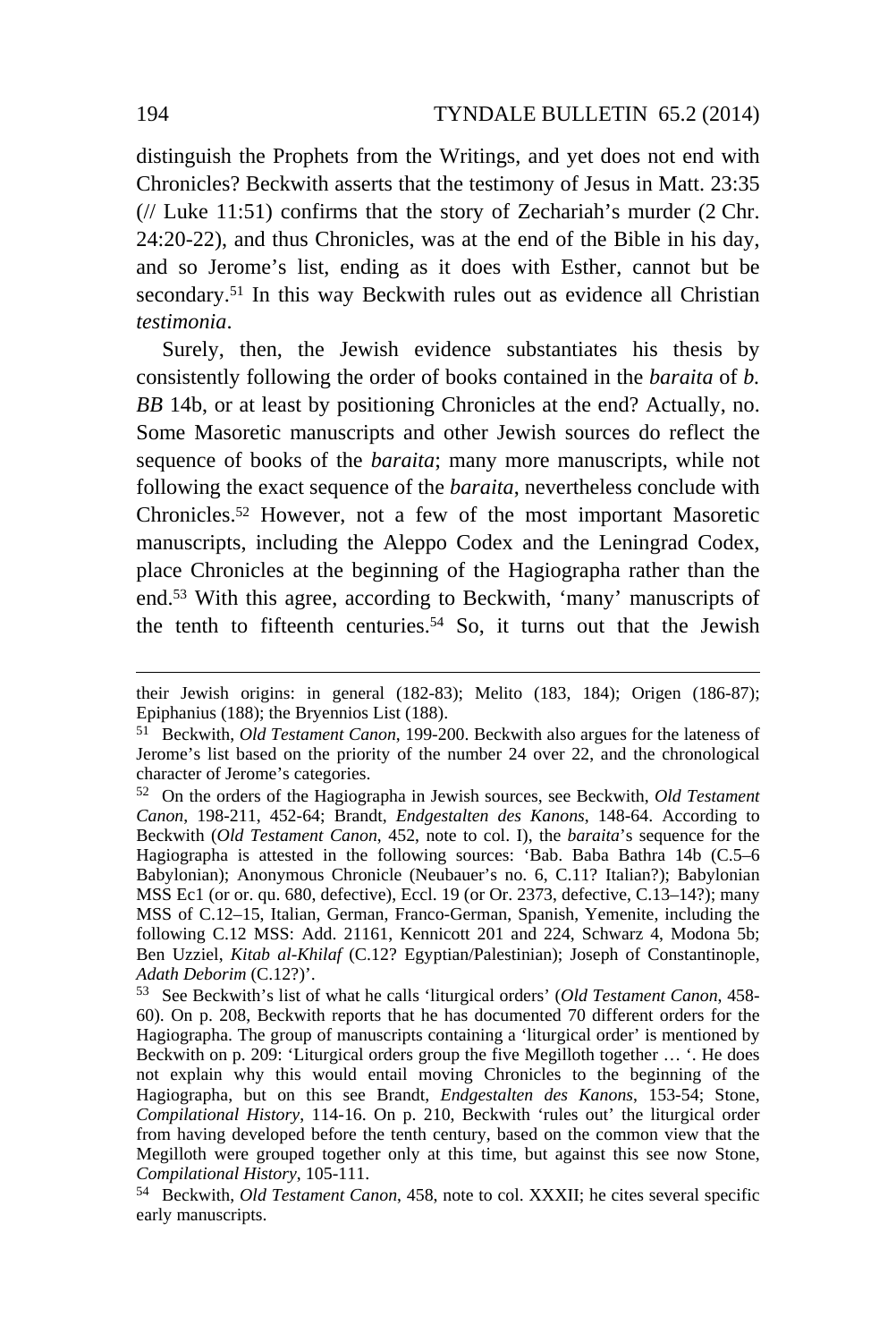distinguish the Prophets from the Writings, and yet does not end with Chronicles? Beckwith asserts that the testimony of Jesus in Matt. 23:35 (// Luke 11:51) confirms that the story of Zechariah's murder (2 Chr. 24:20-22), and thus Chronicles, was at the end of the Bible in his day, and so Jerome's list, ending as it does with Esther, cannot but be secondary.[51] In this way Beckwith rules out as evidence all Christian *testimonia*.

Surely, then, the Jewish evidence substantiates his thesis by consistently following the order of books contained in the *baraita* of *b. BB* 14b, or at least by positioning Chronicles at the end? Actually, no. Some Masoretic manuscripts and other Jewish sources do reflect the sequence of books of the *baraita*; many more manuscripts, while not following the exact sequence of the *baraita*, nevertheless conclude with Chronicles.[52] However, not a few of the most important Masoretic manuscripts, including the Aleppo Codex and the Leningrad Codex, place Chronicles at the beginning of the Hagiographa rather than the end.[53] With this agree, according to Beckwith, 'many' manuscripts of the tenth to fifteenth centuries.[54] So, it turns out that the Jewish

---

their Jewish origins: in general (182-83); Melito (183, 184); Origen (186-87); Epiphanius (188); the Bryennios List (188).

[51] Beckwith, *Old Testament Canon*, 199-200. Beckwith also argues for the lateness of Jerome's list based on the priority of the number 24 over 22, and the chronological character of Jerome's categories.

[52] On the orders of the Hagiographa in Jewish sources, see Beckwith, *Old Testament Canon*, 198-211, 452-64; Brandt, *Endgestalten des Kanons*, 148-64. According to Beckwith (*Old Testament Canon*, 452, note to col. I), the *baraita*'s sequence for the Hagiographa is attested in the following sources: 'Bab. Baba Bathra 14b (C.5–6 Babylonian); Anonymous Chronicle (Neubauer's no. 6, C.11? Italian?); Babylonian MSS Ec1 (or or. qu. 680, defective), Eccl. 19 (or Or. 2373, defective, C.13–14?); many MSS of C.12–15, Italian, German, Franco-German, Spanish, Yemenite, including the following C.12 MSS: Add. 21161, Kennicott 201 and 224, Schwarz 4, Modona 5b; Ben Uzziel, *Kitab al-Khilaf* (C.12? Egyptian/Palestinian); Joseph of Constantinople, *Adath Deborim* (C.12?)'.

[53] See Beckwith's list of what he calls 'liturgical orders' (*Old Testament Canon*, 458-60). On p. 208, Beckwith reports that he has documented 70 different orders for the Hagiographa. The group of manuscripts containing a 'liturgical order' is mentioned by Beckwith on p. 209: 'Liturgical orders group the five Megilloth together … '. He does not explain why this would entail moving Chronicles to the beginning of the Hagiographa, but on this see Brandt, *Endgestalten des Kanons*, 153-54; Stone, *Compilational History*, 114-16. On p. 210, Beckwith 'rules out' the liturgical order from having developed before the tenth century, based on the common view that the Megilloth were grouped together only at this time, but against this see now Stone, *Compilational History*, 105-111.

[54] Beckwith, *Old Testament Canon*, 458, note to col. XXXII; he cites several specific early manuscripts.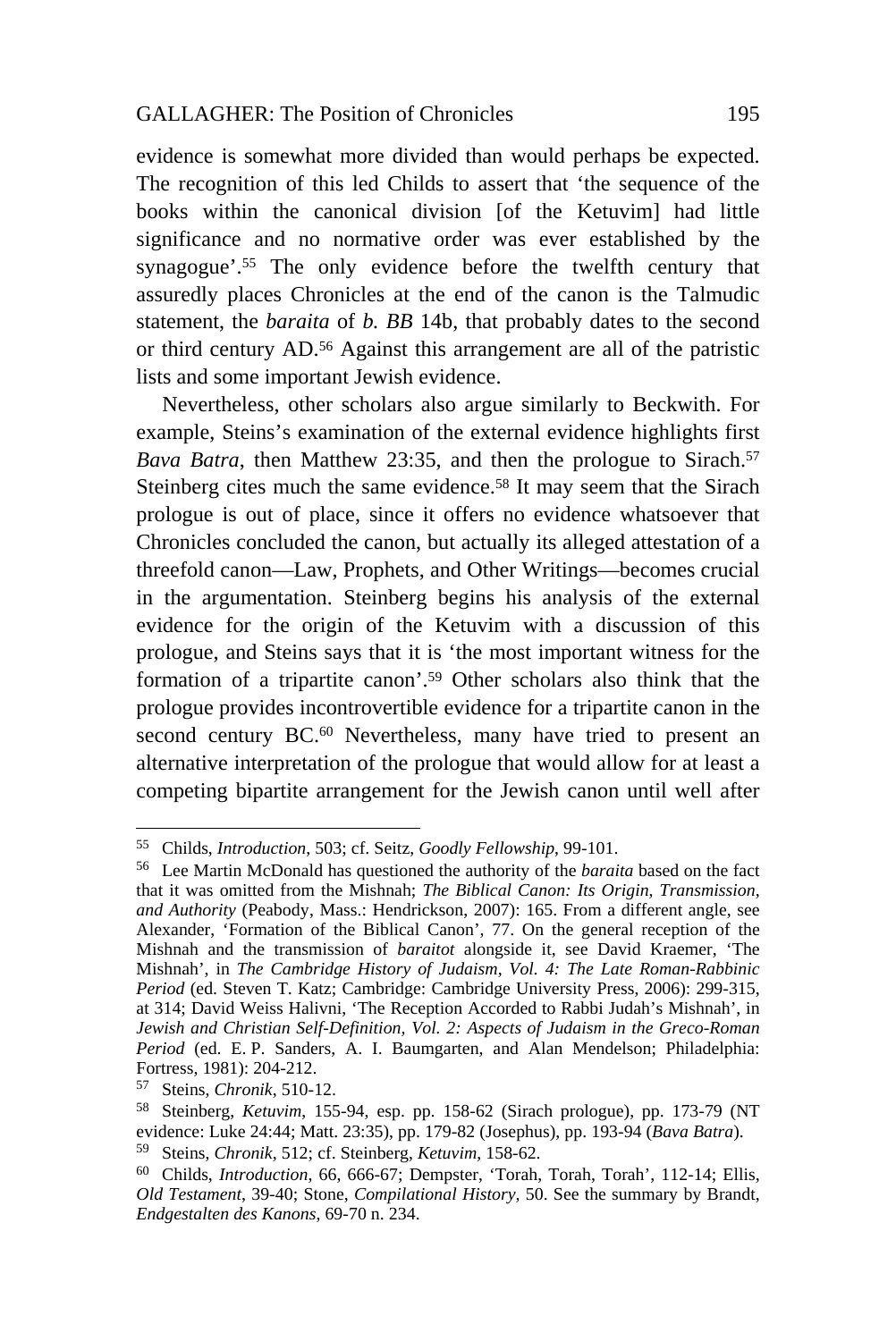evidence is somewhat more divided than would perhaps be expected. The recognition of this led Childs to assert that 'the sequence of the books within the canonical division [of the Ketuvim] had little significance and no normative order was ever established by the synagogue'.[55] The only evidence before the twelfth century that assuredly places Chronicles at the end of the canon is the Talmudic statement, the *baraita* of *b. BB* 14b, that probably dates to the second or third century AD.[56] Against this arrangement are all of the patristic lists and some important Jewish evidence.

Nevertheless, other scholars also argue similarly to Beckwith. For example, Steins's examination of the external evidence highlights first *Bava Batra*, then Matthew 23:35, and then the prologue to Sirach.[57] Steinberg cites much the same evidence.[58] It may seem that the Sirach prologue is out of place, since it offers no evidence whatsoever that Chronicles concluded the canon, but actually its alleged attestation of a threefold canon—Law, Prophets, and Other Writings—becomes crucial in the argumentation. Steinberg begins his analysis of the external evidence for the origin of the Ketuvim with a discussion of this prologue, and Steins says that it is 'the most important witness for the formation of a tripartite canon'.[59] Other scholars also think that the prologue provides incontrovertible evidence for a tripartite canon in the second century BC.[60] Nevertheless, many have tried to present an alternative interpretation of the prologue that would allow for at least a competing bipartite arrangement for the Jewish canon until well after

---

[55] Childs, *Introduction*, 503; cf. Seitz, *Goodly Fellowship*, 99-101.

[56] Lee Martin McDonald has questioned the authority of the *baraita* based on the fact that it was omitted from the Mishnah; *The Biblical Canon: Its Origin, Transmission, and Authority* (Peabody, Mass.: Hendrickson, 2007): 165. From a different angle, see Alexander, 'Formation of the Biblical Canon', 77. On the general reception of the Mishnah and the transmission of *baraitot* alongside it, see David Kraemer, 'The Mishnah', in *The Cambridge History of Judaism, Vol. 4: The Late Roman-Rabbinic Period* (ed. Steven T. Katz; Cambridge: Cambridge University Press, 2006): 299-315, at 314; David Weiss Halivni, 'The Reception Accorded to Rabbi Judah's Mishnah', in *Jewish and Christian Self-Definition, Vol. 2: Aspects of Judaism in the Greco-Roman Period* (ed. E. P. Sanders, A. I. Baumgarten, and Alan Mendelson; Philadelphia: Fortress, 1981): 204-212.

[57] Steins, *Chronik*, 510-12.

[58] Steinberg, *Ketuvim*, 155-94, esp. pp. 158-62 (Sirach prologue), pp. 173-79 (NT evidence: Luke 24:44; Matt. 23:35), pp. 179-82 (Josephus), pp. 193-94 (*Bava Batra*).

[59] Steins, *Chronik*, 512; cf. Steinberg, *Ketuvim*, 158-62.

[60] Childs, *Introduction*, 66, 666-67; Dempster, 'Torah, Torah, Torah', 112-14; Ellis, *Old Testament*, 39-40; Stone, *Compilational History*, 50. See the summary by Brandt, *Endgestalten des Kanons*, 69-70 n. 234.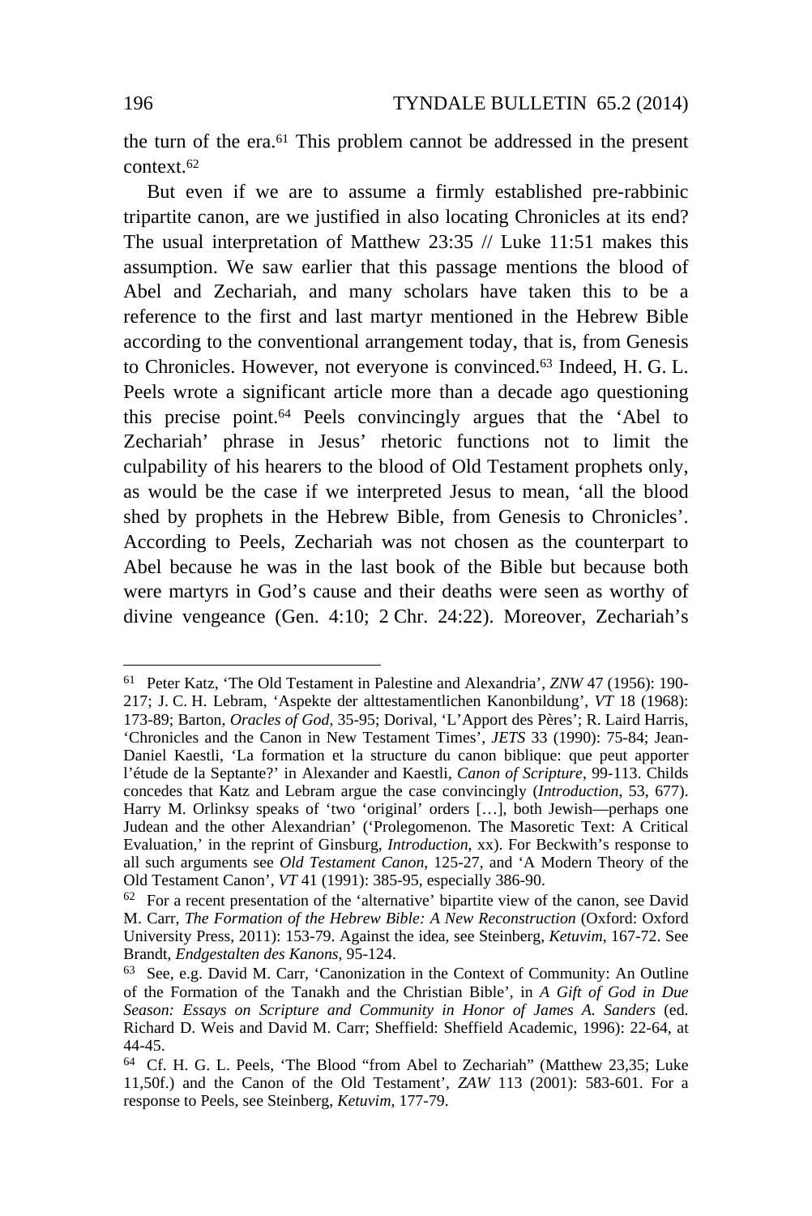the turn of the era.[61] This problem cannot be addressed in the present context.[62]

But even if we are to assume a firmly established pre-rabbinic tripartite canon, are we justified in also locating Chronicles at its end? The usual interpretation of Matthew 23:35 // Luke 11:51 makes this assumption. We saw earlier that this passage mentions the blood of Abel and Zechariah, and many scholars have taken this to be a reference to the first and last martyr mentioned in the Hebrew Bible according to the conventional arrangement today, that is, from Genesis to Chronicles. However, not everyone is convinced.[63] Indeed, H. G. L. Peels wrote a significant article more than a decade ago questioning this precise point.[64] Peels convincingly argues that the 'Abel to Zechariah' phrase in Jesus' rhetoric functions not to limit the culpability of his hearers to the blood of Old Testament prophets only, as would be the case if we interpreted Jesus to mean, 'all the blood shed by prophets in the Hebrew Bible, from Genesis to Chronicles'. According to Peels, Zechariah was not chosen as the counterpart to Abel because he was in the last book of the Bible but because both were martyrs in God's cause and their deaths were seen as worthy of divine vengeance (Gen. 4:10; 2 Chr. 24:22). Moreover, Zechariah's

---

[61] Peter Katz, 'The Old Testament in Palestine and Alexandria', *ZNW* 47 (1956): 190-217; J. C. H. Lebram, 'Aspekte der alttestamentlichen Kanonbildung', *VT* 18 (1968): 173-89; Barton, *Oracles of God*, 35-95; Dorival, 'L'Apport des Pères'; R. Laird Harris, 'Chronicles and the Canon in New Testament Times', *JETS* 33 (1990): 75-84; Jean-Daniel Kaestli, 'La formation et la structure du canon biblique: que peut apporter l'étude de la Septante?' in Alexander and Kaestli, *Canon of Scripture*, 99-113. Childs concedes that Katz and Lebram argue the case convincingly (*Introduction*, 53, 677). Harry M. Orlinksy speaks of 'two 'original' orders […], both Jewish—perhaps one Judean and the other Alexandrian' ('Prolegomenon. The Masoretic Text: A Critical Evaluation,' in the reprint of Ginsburg, *Introduction*, xx). For Beckwith's response to all such arguments see *Old Testament Canon*, 125-27, and 'A Modern Theory of the Old Testament Canon', *VT* 41 (1991): 385-95, especially 386-90.

[62] For a recent presentation of the 'alternative' bipartite view of the canon, see David M. Carr, *The Formation of the Hebrew Bible: A New Reconstruction* (Oxford: Oxford University Press, 2011): 153-79. Against the idea, see Steinberg, *Ketuvim*, 167-72. See Brandt, *Endgestalten des Kanons*, 95-124.

[63] See, e.g. David M. Carr, 'Canonization in the Context of Community: An Outline of the Formation of the Tanakh and the Christian Bible', in *A Gift of God in Due Season: Essays on Scripture and Community in Honor of James A. Sanders* (ed. Richard D. Weis and David M. Carr; Sheffield: Sheffield Academic, 1996): 22-64, at 44-45.

[64] Cf. H. G. L. Peels, 'The Blood "from Abel to Zechariah" (Matthew 23,35; Luke 11,50f.) and the Canon of the Old Testament', *ZAW* 113 (2001): 583-601. For a response to Peels, see Steinberg, *Ketuvim*, 177-79.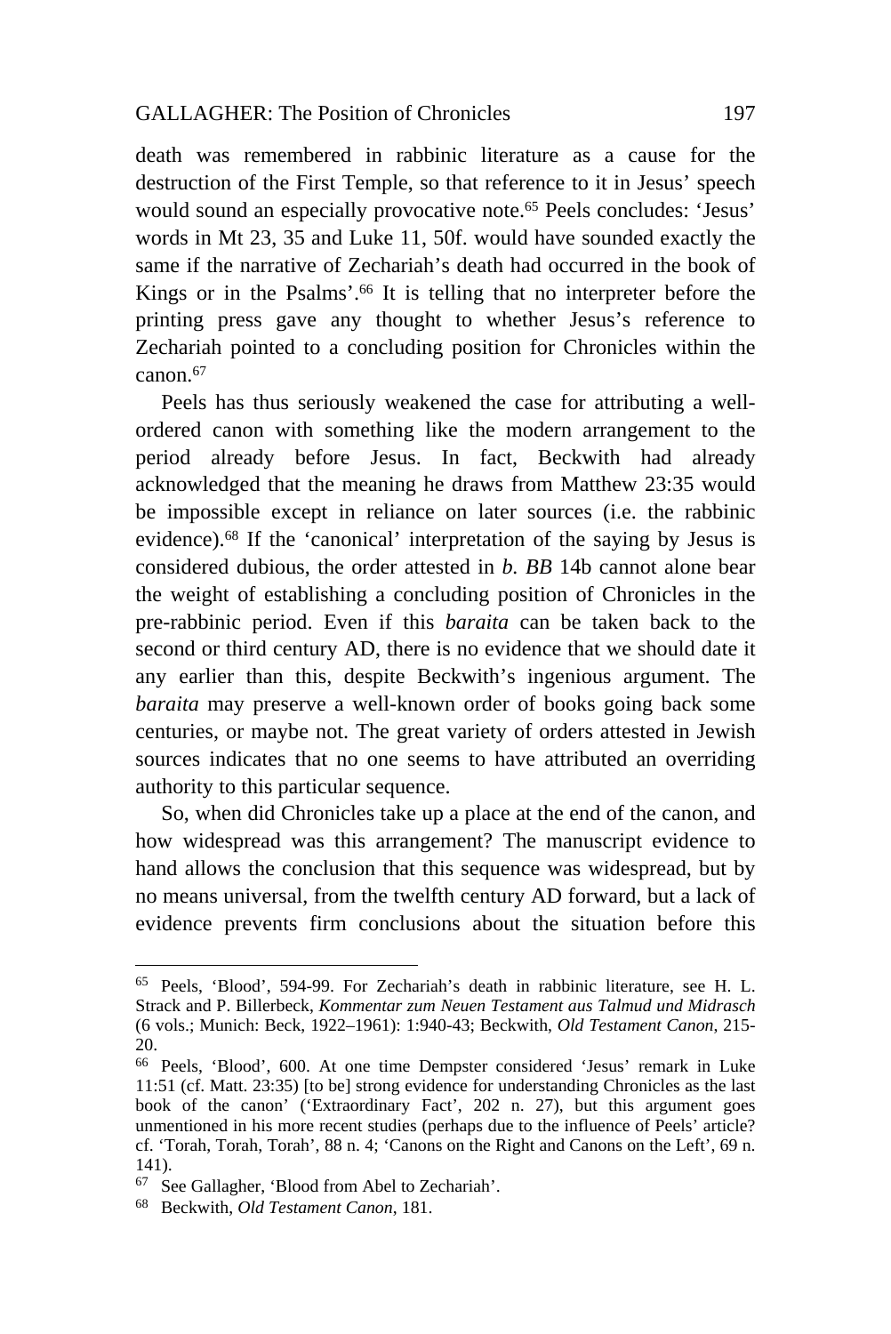death was remembered in rabbinic literature as a cause for the destruction of the First Temple, so that reference to it in Jesus' speech would sound an especially provocative note.[65] Peels concludes: 'Jesus' words in Mt 23, 35 and Luke 11, 50f. would have sounded exactly the same if the narrative of Zechariah's death had occurred in the book of Kings or in the Psalms'.[66] It is telling that no interpreter before the printing press gave any thought to whether Jesus's reference to Zechariah pointed to a concluding position for Chronicles within the canon.[67]

Peels has thus seriously weakened the case for attributing a well-ordered canon with something like the modern arrangement to the period already before Jesus. In fact, Beckwith had already acknowledged that the meaning he draws from Matthew 23:35 would be impossible except in reliance on later sources (i.e. the rabbinic evidence).[68] If the 'canonical' interpretation of the saying by Jesus is considered dubious, the order attested in *b. BB* 14b cannot alone bear the weight of establishing a concluding position of Chronicles in the pre-rabbinic period. Even if this *baraita* can be taken back to the second or third century AD, there is no evidence that we should date it any earlier than this, despite Beckwith's ingenious argument. The *baraita* may preserve a well-known order of books going back some centuries, or maybe not. The great variety of orders attested in Jewish sources indicates that no one seems to have attributed an overriding authority to this particular sequence.

So, when did Chronicles take up a place at the end of the canon, and how widespread was this arrangement? The manuscript evidence to hand allows the conclusion that this sequence was widespread, but by no means universal, from the twelfth century AD forward, but a lack of evidence prevents firm conclusions about the situation before this

---

[65] Peels, 'Blood', 594-99. For Zechariah's death in rabbinic literature, see H. L. Strack and P. Billerbeck, *Kommentar zum Neuen Testament aus Talmud und Midrasch* (6 vols.; Munich: Beck, 1922–1961): 1:940-43; Beckwith, *Old Testament Canon*, 215-20.

[66] Peels, 'Blood', 600. At one time Dempster considered 'Jesus' remark in Luke 11:51 (cf. Matt. 23:35) [to be] strong evidence for understanding Chronicles as the last book of the canon' ('Extraordinary Fact', 202 n. 27), but this argument goes unmentioned in his more recent studies (perhaps due to the influence of Peels' article? cf. 'Torah, Torah, Torah', 88 n. 4; 'Canons on the Right and Canons on the Left', 69 n. 141).

[67] See Gallagher, 'Blood from Abel to Zechariah'.

[68] Beckwith, *Old Testament Canon*, 181.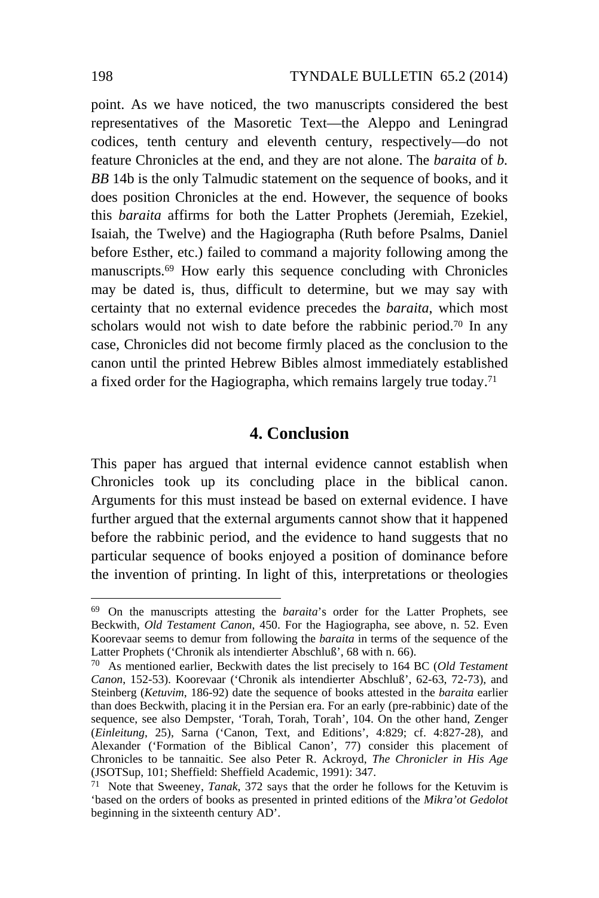point. As we have noticed, the two manuscripts considered the best representatives of the Masoretic Text—the Aleppo and Leningrad codices, tenth century and eleventh century, respectively—do not feature Chronicles at the end, and they are not alone. The *baraita* of *b. BB* 14b is the only Talmudic statement on the sequence of books, and it does position Chronicles at the end. However, the sequence of books this *baraita* affirms for both the Latter Prophets (Jeremiah, Ezekiel, Isaiah, the Twelve) and the Hagiographa (Ruth before Psalms, Daniel before Esther, etc.) failed to command a majority following among the manuscripts.[69] How early this sequence concluding with Chronicles may be dated is, thus, difficult to determine, but we may say with certainty that no external evidence precedes the *baraita*, which most scholars would not wish to date before the rabbinic period.[70] In any case, Chronicles did not become firmly placed as the conclusion to the canon until the printed Hebrew Bibles almost immediately established a fixed order for the Hagiographa, which remains largely true today.[71]

## 4. Conclusion

This paper has argued that internal evidence cannot establish when Chronicles took up its concluding place in the biblical canon. Arguments for this must instead be based on external evidence. I have further argued that the external arguments cannot show that it happened before the rabbinic period, and the evidence to hand suggests that no particular sequence of books enjoyed a position of dominance before the invention of printing. In light of this, interpretations or theologies

---

[69] On the manuscripts attesting the *baraita*'s order for the Latter Prophets, see Beckwith, *Old Testament Canon*, 450. For the Hagiographa, see above, n. 52. Even Koorevaar seems to demur from following the *baraita* in terms of the sequence of the Latter Prophets ('Chronik als intendierter Abschluß', 68 with n. 66).

[70] As mentioned earlier, Beckwith dates the list precisely to 164 BC (*Old Testament Canon*, 152-53). Koorevaar ('Chronik als intendierter Abschluß', 62-63, 72-73), and Steinberg (*Ketuvim*, 186-92) date the sequence of books attested in the *baraita* earlier than does Beckwith, placing it in the Persian era. For an early (pre-rabbinic) date of the sequence, see also Dempster, 'Torah, Torah, Torah', 104. On the other hand, Zenger (*Einleitung*, 25), Sarna ('Canon, Text, and Editions', 4:829; cf. 4:827-28), and Alexander ('Formation of the Biblical Canon', 77) consider this placement of Chronicles to be tannaitic. See also Peter R. Ackroyd, *The Chronicler in His Age* (JSOTSup, 101; Sheffield: Sheffield Academic, 1991): 347.

[71] Note that Sweeney, *Tanak*, 372 says that the order he follows for the Ketuvim is 'based on the orders of books as presented in printed editions of the *Mikra'ot Gedolot* beginning in the sixteenth century AD'.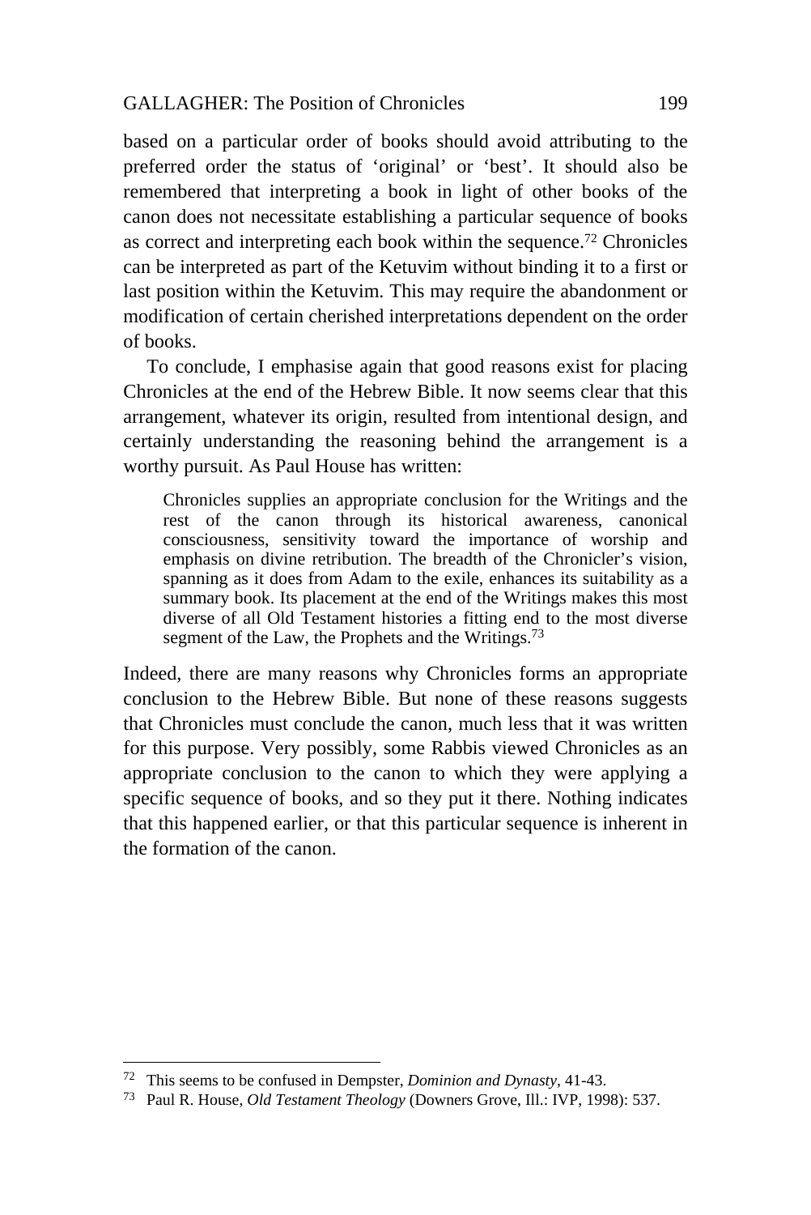based on a particular order of books should avoid attributing to the preferred order the status of 'original' or 'best'. It should also be remembered that interpreting a book in light of other books of the canon does not necessitate establishing a particular sequence of books as correct and interpreting each book within the sequence.[72] Chronicles can be interpreted as part of the Ketuvim without binding it to a first or last position within the Ketuvim. This may require the abandonment or modification of certain cherished interpretations dependent on the order of books.

To conclude, I emphasise again that good reasons exist for placing Chronicles at the end of the Hebrew Bible. It now seems clear that this arrangement, whatever its origin, resulted from intentional design, and certainly understanding the reasoning behind the arrangement is a worthy pursuit. As Paul House has written:

> Chronicles supplies an appropriate conclusion for the Writings and the rest of the canon through its historical awareness, canonical consciousness, sensitivity toward the importance of worship and emphasis on divine retribution. The breadth of the Chronicler's vision, spanning as it does from Adam to the exile, enhances its suitability as a summary book. Its placement at the end of the Writings makes this most diverse of all Old Testament histories a fitting end to the most diverse segment of the Law, the Prophets and the Writings.[73]

Indeed, there are many reasons why Chronicles forms an appropriate conclusion to the Hebrew Bible. But none of these reasons suggests that Chronicles must conclude the canon, much less that it was written for this purpose. Very possibly, some Rabbis viewed Chronicles as an appropriate conclusion to the canon to which they were applying a specific sequence of books, and so they put it there. Nothing indicates that this happened earlier, or that this particular sequence is inherent in the formation of the canon.

---

[72] This seems to be confused in Dempster, *Dominion and Dynasty*, 41-43.

[73] Paul R. House, *Old Testament Theology* (Downers Grove, Ill.: IVP, 1998): 537.